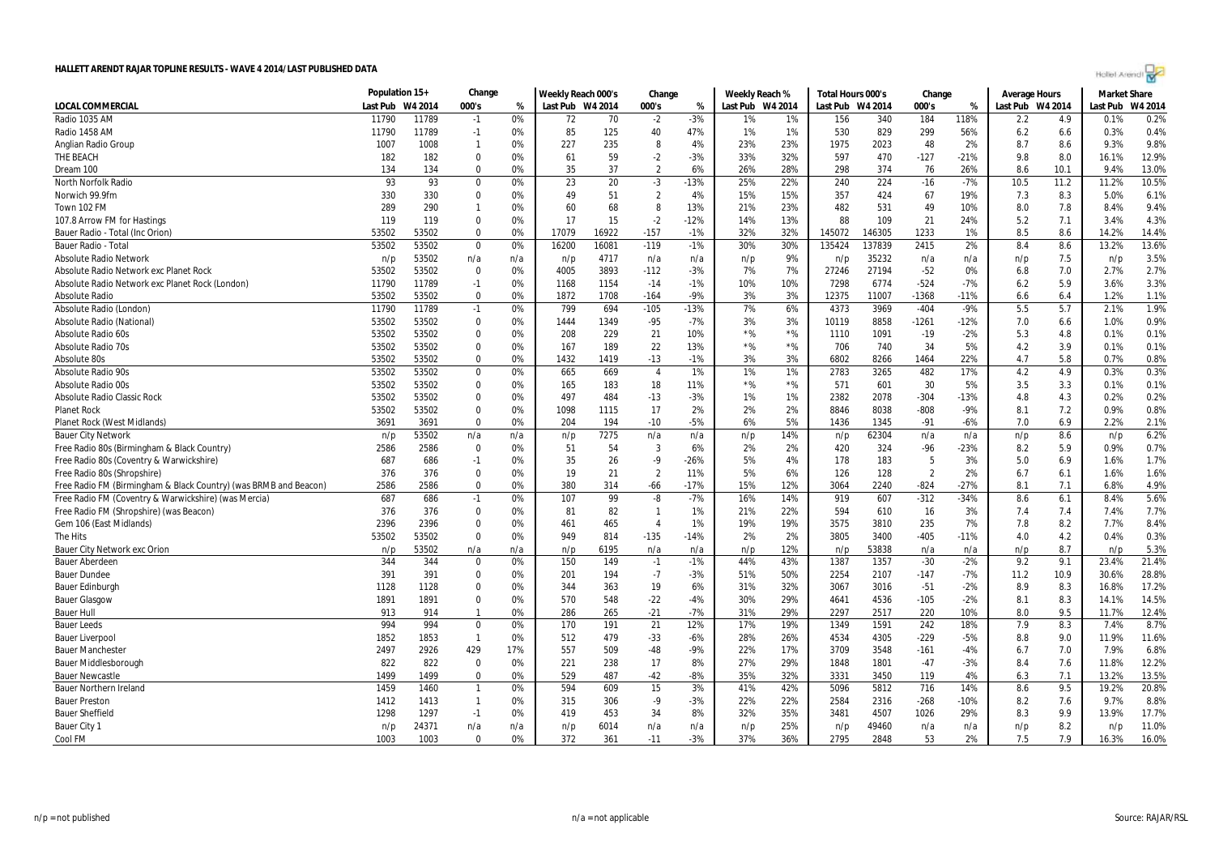# HALLETT ARENDT RAJAR TOPLINE RESULTS - WAVE 4 2014/LAST PUBLISHED DATA

| LOCAL COMMERCIAL | Population 15+ | | Change | | Weekly Reach 000's | | Change | | Weekly Reach % | | Total Hours 000's | | Change | | Average Hours | | Market Share | |
|---|---|---|---|---|---|---|---|---|---|---|---|---|---|---|---|---|---|---|
| | Last Pub | W4 2014 | 000's | % | Last Pub | W4 2014 | 000's | % | Last Pub | W4 2014 | Last Pub | W4 2014 | 000's | % | Last Pub | W4 2014 | Last Pub | W4 2014 |
| Radio 1035 AM | 11790 | 11789 | -1 | 0% | 72 | 70 | -2 | -3% | 1% | 1% | 156 | 340 | 184 | 118% | 2.2 | 4.9 | 0.1% | 0.2% |
| Radio 1458 AM | 11790 | 11789 | -1 | 0% | 85 | 125 | 40 | 47% | 1% | 1% | 530 | 829 | 299 | 56% | 6.2 | 6.6 | 0.3% | 0.4% |
| Anglian Radio Group | 1007 | 1008 | 1 | 0% | 227 | 235 | 8 | 4% | 23% | 23% | 1975 | 2023 | 48 | 2% | 8.7 | 8.6 | 9.3% | 9.8% |
| THE BEACH | 182 | 182 | 0 | 0% | 61 | 59 | -2 | -3% | 33% | 32% | 597 | 470 | -127 | -21% | 9.8 | 8.0 | 16.1% | 12.9% |
| Dream 100 | 134 | 134 | 0 | 0% | 35 | 37 | 2 | 6% | 26% | 28% | 298 | 374 | 76 | 26% | 8.6 | 10.1 | 9.4% | 13.0% |
| North Norfolk Radio | 93 | 93 | 0 | 0% | 23 | 20 | -3 | -13% | 25% | 22% | 240 | 224 | -16 | -7% | 10.5 | 11.2 | 11.2% | 10.5% |
| Norwich 99.9fm | 330 | 330 | 0 | 0% | 49 | 51 | 2 | 4% | 15% | 15% | 357 | 424 | 67 | 19% | 7.3 | 8.3 | 5.0% | 6.1% |
| Town 102 FM | 289 | 290 | 1 | 0% | 60 | 68 | 8 | 13% | 21% | 23% | 482 | 531 | 49 | 10% | 8.0 | 7.8 | 8.4% | 9.4% |
| 107.8 Arrow FM for Hastings | 119 | 119 | 0 | 0% | 17 | 15 | -2 | -12% | 14% | 13% | 88 | 109 | 21 | 24% | 5.2 | 7.1 | 3.4% | 4.3% |
| Bauer Radio - Total (Inc Orion) | 53502 | 53502 | 0 | 0% | 17079 | 16922 | -157 | -1% | 32% | 32% | 145072 | 146305 | 1233 | 1% | 8.5 | 8.6 | 14.2% | 14.4% |
| Bauer Radio - Total | 53502 | 53502 | 0 | 0% | 16200 | 16081 | -119 | -1% | 30% | 30% | 135424 | 137839 | 2415 | 2% | 8.4 | 8.6 | 13.2% | 13.6% |
| Absolute Radio Network | n/p | 53502 | n/a | n/a | n/p | 4717 | n/a | n/a | n/p | 9% | n/p | 35232 | n/a | n/a | n/p | 7.5 | n/p | 3.5% |
| Absolute Radio Network exc Planet Rock | 53502 | 53502 | 0 | 0% | 4005 | 3893 | -112 | -3% | 7% | 7% | 27246 | 27194 | -52 | 0% | 6.8 | 7.0 | 2.7% | 2.7% |
| Absolute Radio Network exc Planet Rock (London) | 11790 | 11789 | -1 | 0% | 1168 | 1154 | -14 | -1% | 10% | 10% | 7298 | 6774 | -524 | -7% | 6.2 | 5.9 | 3.6% | 3.3% |
| Absolute Radio | 53502 | 53502 | 0 | 0% | 1872 | 1708 | -164 | -9% | 3% | 3% | 12375 | 11007 | -1368 | -11% | 6.6 | 6.4 | 1.2% | 1.1% |
| Absolute Radio (London) | 11790 | 11789 | -1 | 0% | 799 | 694 | -105 | -13% | 7% | 6% | 4373 | 3969 | -404 | -9% | 5.5 | 5.7 | 2.1% | 1.9% |
| Absolute Radio (National) | 53502 | 53502 | 0 | 0% | 1444 | 1349 | -95 | -7% | 3% | 3% | 10119 | 8858 | -1261 | -12% | 7.0 | 6.6 | 1.0% | 0.9% |
| Absolute Radio 60s | 53502 | 53502 | 0 | 0% | 208 | 229 | 21 | 10% | *% | *% | 1110 | 1091 | -19 | -2% | 5.3 | 4.8 | 0.1% | 0.1% |
| Absolute Radio 70s | 53502 | 53502 | 0 | 0% | 167 | 189 | 22 | 13% | *% | *% | 706 | 740 | 34 | 5% | 4.2 | 3.9 | 0.1% | 0.1% |
| Absolute 80s | 53502 | 53502 | 0 | 0% | 1432 | 1419 | -13 | -1% | 3% | 3% | 6802 | 8266 | 1464 | 22% | 4.7 | 5.8 | 0.7% | 0.8% |
| Absolute Radio 90s | 53502 | 53502 | 0 | 0% | 665 | 669 | 4 | 1% | 1% | 1% | 2783 | 3265 | 482 | 17% | 4.2 | 4.9 | 0.3% | 0.3% |
| Absolute Radio 00s | 53502 | 53502 | 0 | 0% | 165 | 183 | 18 | 11% | *% | *% | 571 | 601 | 30 | 5% | 3.5 | 3.3 | 0.1% | 0.1% |
| Absolute Radio Classic Rock | 53502 | 53502 | 0 | 0% | 497 | 484 | -13 | -3% | 1% | 1% | 2382 | 2078 | -304 | -13% | 4.8 | 4.3 | 0.2% | 0.2% |
| Planet Rock | 53502 | 53502 | 0 | 0% | 1098 | 1115 | 17 | 2% | 2% | 2% | 8846 | 8038 | -808 | -9% | 8.1 | 7.2 | 0.9% | 0.8% |
| Planet Rock (West Midlands) | 3691 | 3691 | 0 | 0% | 204 | 194 | -10 | -5% | 6% | 5% | 1436 | 1345 | -91 | -6% | 7.0 | 6.9 | 2.2% | 2.1% |
| Bauer City Network | n/p | 53502 | n/a | n/a | n/p | 7275 | n/a | n/a | n/p | 14% | n/p | 62304 | n/a | n/a | n/p | 8.6 | n/p | 6.2% |
| Free Radio 80s (Birmingham & Black Country) | 2586 | 2586 | 0 | 0% | 51 | 54 | 3 | 6% | 2% | 2% | 420 | 324 | -96 | -23% | 8.2 | 5.9 | 0.9% | 0.7% |
| Free Radio 80s (Coventry & Warwickshire) | 687 | 686 | -1 | 0% | 35 | 26 | -9 | -26% | 5% | 4% | 178 | 183 | 5 | 3% | 5.0 | 6.9 | 1.6% | 1.7% |
| Free Radio 80s (Shropshire) | 376 | 376 | 0 | 0% | 19 | 21 | 2 | 11% | 5% | 6% | 126 | 128 | 2 | 2% | 6.7 | 6.1 | 1.6% | 1.6% |
| Free Radio FM (Birmingham & Black Country) (was BRMB and Beacon) | 2586 | 2586 | 0 | 0% | 380 | 314 | -66 | -17% | 15% | 12% | 3064 | 2240 | -824 | -27% | 8.1 | 7.1 | 6.8% | 4.9% |
| Free Radio FM (Coventry & Warwickshire) (was Mercia) | 687 | 686 | -1 | 0% | 107 | 99 | -8 | -7% | 16% | 14% | 919 | 607 | -312 | -34% | 8.6 | 6.1 | 8.4% | 5.6% |
| Free Radio FM (Shropshire) (was Beacon) | 376 | 376 | 0 | 0% | 81 | 82 | 1 | 1% | 21% | 22% | 594 | 610 | 16 | 3% | 7.4 | 7.4 | 7.4% | 7.7% |
| Gem 106 (East Midlands) | 2396 | 2396 | 0 | 0% | 461 | 465 | 4 | 1% | 19% | 19% | 3575 | 3810 | 235 | 7% | 7.8 | 8.2 | 7.7% | 8.4% |
| The Hits | 53502 | 53502 | 0 | 0% | 949 | 814 | -135 | -14% | 2% | 2% | 3805 | 3400 | -405 | -11% | 4.0 | 4.2 | 0.4% | 0.3% |
| Bauer City Network exc Orion | n/p | 53502 | n/a | n/a | n/p | 6195 | n/a | n/a | n/p | 12% | n/p | 53838 | n/a | n/a | n/p | 8.7 | n/p | 5.3% |
| Bauer Aberdeen | 344 | 344 | 0 | 0% | 150 | 149 | -1 | -1% | 44% | 43% | 1387 | 1357 | -30 | -2% | 9.2 | 9.1 | 23.4% | 21.4% |
| Bauer Dundee | 391 | 391 | 0 | 0% | 201 | 194 | -7 | -3% | 51% | 50% | 2254 | 2107 | -147 | -7% | 11.2 | 10.9 | 30.6% | 28.8% |
| Bauer Edinburgh | 1128 | 1128 | 0 | 0% | 344 | 363 | 19 | 6% | 31% | 32% | 3067 | 3016 | -51 | -2% | 8.9 | 8.3 | 16.8% | 17.2% |
| Bauer Glasgow | 1891 | 1891 | 0 | 0% | 570 | 548 | -22 | -4% | 30% | 29% | 4641 | 4536 | -105 | -2% | 8.1 | 8.3 | 14.1% | 14.5% |
| Bauer Hull | 913 | 914 | 1 | 0% | 286 | 265 | -21 | -7% | 31% | 29% | 2297 | 2517 | 220 | 10% | 8.0 | 9.5 | 11.7% | 12.4% |
| Bauer Leeds | 994 | 994 | 0 | 0% | 170 | 191 | 21 | 12% | 17% | 19% | 1349 | 1591 | 242 | 18% | 7.9 | 8.3 | 7.4% | 8.7% |
| Bauer Liverpool | 1852 | 1853 | 1 | 0% | 512 | 479 | -33 | -6% | 28% | 26% | 4534 | 4305 | -229 | -5% | 8.8 | 9.0 | 11.9% | 11.6% |
| Bauer Manchester | 2497 | 2926 | 429 | 17% | 557 | 509 | -48 | -9% | 22% | 17% | 3709 | 3548 | -161 | -4% | 6.7 | 7.0 | 7.9% | 6.8% |
| Bauer Middlesborough | 822 | 822 | 0 | 0% | 221 | 238 | 17 | 8% | 27% | 29% | 1848 | 1801 | -47 | -3% | 8.4 | 7.6 | 11.8% | 12.2% |
| Bauer Newcastle | 1499 | 1499 | 0 | 0% | 529 | 487 | -42 | -8% | 35% | 32% | 3331 | 3450 | 119 | 4% | 6.3 | 7.1 | 13.2% | 13.5% |
| Bauer Northern Ireland | 1459 | 1460 | 1 | 0% | 594 | 609 | 15 | 3% | 41% | 42% | 5096 | 5812 | 716 | 14% | 8.6 | 9.5 | 19.2% | 20.8% |
| Bauer Preston | 1412 | 1413 | 1 | 0% | 315 | 306 | -9 | -3% | 22% | 22% | 2584 | 2316 | -268 | -10% | 8.2 | 7.6 | 9.7% | 8.8% |
| Bauer Sheffield | 1298 | 1297 | -1 | 0% | 419 | 453 | 34 | 8% | 32% | 35% | 3481 | 4507 | 1026 | 29% | 8.3 | 9.9 | 13.9% | 17.7% |
| Bauer City 1 | n/p | 24371 | n/a | n/a | n/p | 6014 | n/a | n/a | n/p | 25% | n/p | 49460 | n/a | n/a | n/p | 8.2 | n/p | 11.0% |
| Cool FM | 1003 | 1003 | 0 | 0% | 372 | 361 | -11 | -3% | 37% | 36% | 2795 | 2848 | 53 | 2% | 7.5 | 7.9 | 16.3% | 16.0% |

n/p = not published | n/a = not applicable | Source: RAJAR/RSL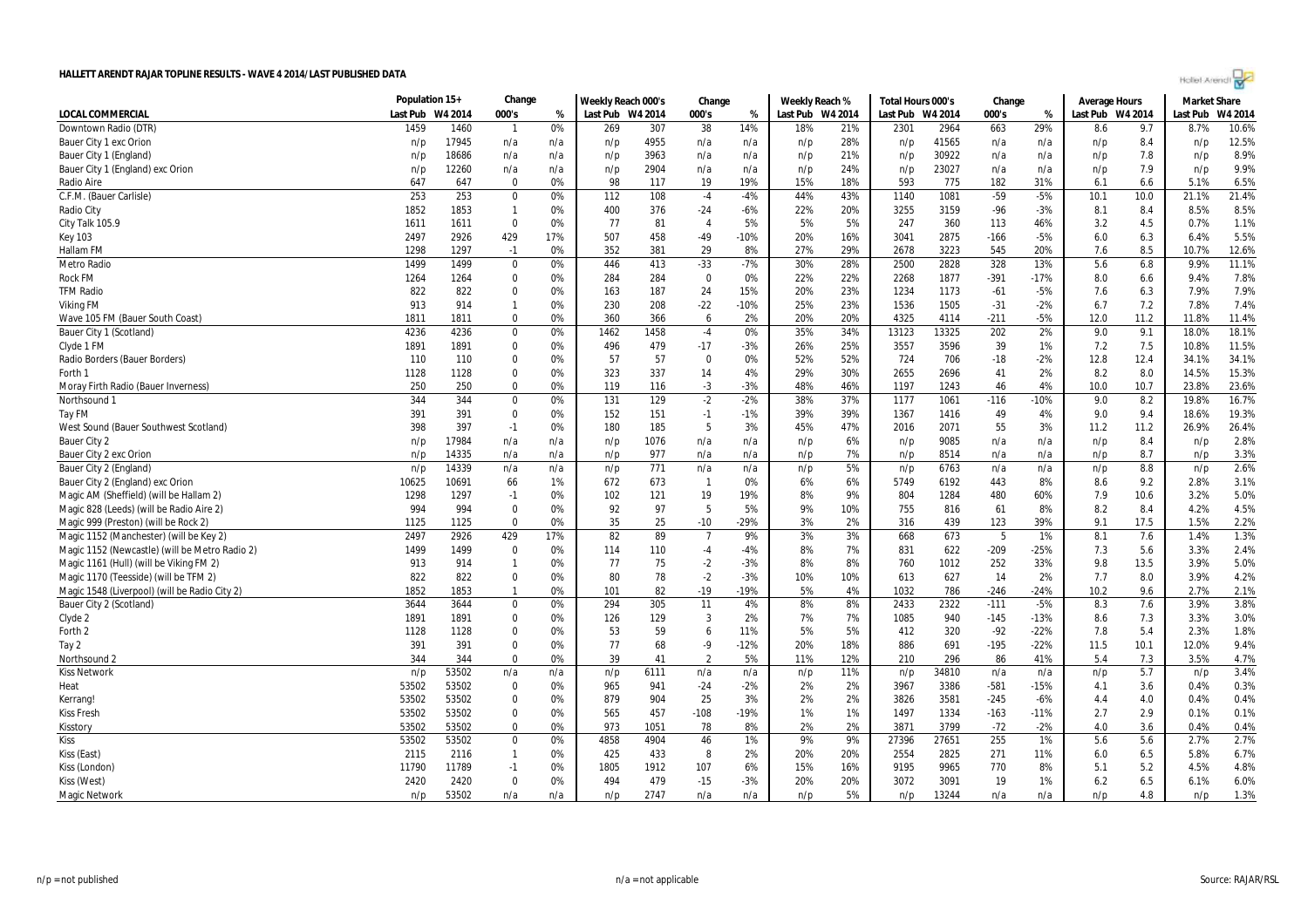# HALLETT ARENDT RAJAR TOPLINE RESULTS - WAVE 4 2014/LAST PUBLISHED DATA

| LOCAL COMMERCIAL | Population 15+ | | Change | | Weekly Reach 000's | | Change | | Weekly Reach % | | Total Hours 000's | | Change | | Average Hours | | Market Share | |
|---|---|---|---|---|---|---|---|---|---|---|---|---|---|---|---|---|---|---|
| | Last Pub | W4 2014 | 000's | % | Last Pub | W4 2014 | 000's | % | Last Pub | W4 2014 | Last Pub | W4 2014 | 000's | % | Last Pub | W4 2014 | Last Pub | W4 2014 |
| Downtown Radio (DTR) | 1459 | 1460 | 1 | 0% | 269 | 307 | 38 | 14% | 18% | 21% | 2301 | 2964 | 663 | 29% | 8.6 | 9.7 | 8.7% | 10.6% |
| Bauer City 1 exc Orion | n/p | 17945 | n/a | n/a | n/p | 4955 | n/a | n/a | n/p | 28% | n/p | 41565 | n/a | n/a | n/p | 8.4 | n/p | 12.5% |
| Bauer City 1 (England) | n/p | 18686 | n/a | n/a | n/p | 3963 | n/a | n/a | n/p | 21% | n/p | 30922 | n/a | n/a | n/p | 7.8 | n/p | 8.9% |
| Bauer City 1 (England) exc Orion | n/p | 12260 | n/a | n/a | n/p | 2904 | n/a | n/a | n/p | 24% | n/p | 23027 | n/a | n/a | n/p | 7.9 | n/p | 9.9% |
| Radio Aire | 647 | 647 | 0 | 0% | 98 | 117 | 19 | 19% | 15% | 18% | 593 | 775 | 182 | 31% | 6.1 | 6.6 | 5.1% | 6.5% |
| C.F.M. (Bauer Carlisle) | 253 | 253 | 0 | 0% | 112 | 108 | -4 | -4% | 44% | 43% | 1140 | 1081 | -59 | -5% | 10.1 | 10.0 | 21.1% | 21.4% |
| Radio City | 1852 | 1853 | 1 | 0% | 400 | 376 | -24 | -6% | 22% | 20% | 3255 | 3159 | -96 | -3% | 8.1 | 8.4 | 8.5% | 8.5% |
| City Talk 105.9 | 1611 | 1611 | 0 | 0% | 77 | 81 | 4 | 5% | 5% | 5% | 247 | 360 | 113 | 46% | 3.2 | 4.5 | 0.7% | 1.1% |
| Key 103 | 2497 | 2926 | 429 | 17% | 507 | 458 | -49 | -10% | 20% | 16% | 3041 | 2875 | -166 | -5% | 6.0 | 6.3 | 6.4% | 5.5% |
| Hallam FM | 1298 | 1297 | -1 | 0% | 352 | 381 | 29 | 8% | 27% | 29% | 2678 | 3223 | 545 | 20% | 7.6 | 8.5 | 10.7% | 12.6% |
| Metro Radio | 1499 | 1499 | 0 | 0% | 446 | 413 | -33 | -7% | 30% | 28% | 2500 | 2828 | 328 | 13% | 5.6 | 6.8 | 9.9% | 11.1% |
| Rock FM | 1264 | 1264 | 0 | 0% | 284 | 284 | 0 | 0% | 22% | 22% | 2268 | 1877 | -391 | -17% | 8.0 | 6.6 | 9.4% | 7.8% |
| TFM Radio | 822 | 822 | 0 | 0% | 163 | 187 | 24 | 15% | 20% | 23% | 1234 | 1173 | -61 | -5% | 7.6 | 6.3 | 7.9% | 7.9% |
| Viking FM | 913 | 914 | 1 | 0% | 230 | 208 | -22 | -10% | 25% | 23% | 1536 | 1505 | -31 | -2% | 6.7 | 7.2 | 7.8% | 7.4% |
| Wave 105 FM (Bauer South Coast) | 1811 | 1811 | 0 | 0% | 360 | 366 | 6 | 2% | 20% | 20% | 4325 | 4114 | -211 | -5% | 12.0 | 11.2 | 11.8% | 11.4% |
| Bauer City 1 (Scotland) | 4236 | 4236 | 0 | 0% | 1462 | 1458 | -4 | 0% | 35% | 34% | 13123 | 13325 | 202 | 2% | 9.0 | 9.1 | 18.0% | 18.1% |
| Clyde 1 FM | 1891 | 1891 | 0 | 0% | 496 | 479 | -17 | -3% | 26% | 25% | 3557 | 3596 | 39 | 1% | 7.2 | 7.5 | 10.8% | 11.5% |
| Radio Borders (Bauer Borders) | 110 | 110 | 0 | 0% | 57 | 57 | 0 | 0% | 52% | 52% | 724 | 706 | -18 | -2% | 12.8 | 12.4 | 34.1% | 34.1% |
| Forth 1 | 1128 | 1128 | 0 | 0% | 323 | 337 | 14 | 4% | 29% | 30% | 2655 | 2696 | 41 | 2% | 8.2 | 8.0 | 14.5% | 15.3% |
| Moray Firth Radio (Bauer Inverness) | 250 | 250 | 0 | 0% | 119 | 116 | -3 | -3% | 48% | 46% | 1197 | 1243 | 46 | 4% | 10.0 | 10.7 | 23.8% | 23.6% |
| Northsound 1 | 344 | 344 | 0 | 0% | 131 | 129 | -2 | -2% | 38% | 37% | 1177 | 1061 | -116 | -10% | 9.0 | 8.2 | 19.8% | 16.7% |
| Tay FM | 391 | 391 | 0 | 0% | 152 | 151 | -1 | -1% | 39% | 39% | 1367 | 1416 | 49 | 4% | 9.0 | 9.4 | 18.6% | 19.3% |
| West Sound (Bauer Southwest Scotland) | 398 | 397 | -1 | 0% | 180 | 185 | 5 | 3% | 45% | 47% | 2016 | 2071 | 55 | 3% | 11.2 | 11.2 | 26.9% | 26.4% |
| Bauer City 2 | n/p | 17984 | n/a | n/a | n/p | 1076 | n/a | n/a | n/p | 6% | n/p | 9085 | n/a | n/a | n/p | 8.4 | n/p | 2.8% |
| Bauer City 2 exc Orion | n/p | 14335 | n/a | n/a | n/p | 977 | n/a | n/a | n/p | 7% | n/p | 8514 | n/a | n/a | n/p | 8.7 | n/p | 3.3% |
| Bauer City 2 (England) | n/p | 14339 | n/a | n/a | n/p | 771 | n/a | n/a | n/p | 5% | n/p | 6763 | n/a | n/a | n/p | 8.8 | n/p | 2.6% |
| Bauer City 2 (England) exc Orion | 10625 | 10691 | 66 | 1% | 672 | 673 | 1 | 0% | 6% | 6% | 5749 | 6192 | 443 | 8% | 8.6 | 9.2 | 2.8% | 3.1% |
| Magic AM (Sheffield) (will be Hallam 2) | 1298 | 1297 | -1 | 0% | 102 | 121 | 19 | 19% | 8% | 9% | 804 | 1284 | 480 | 60% | 7.9 | 10.6 | 3.2% | 5.0% |
| Magic 828 (Leeds) (will be Radio Aire 2) | 994 | 994 | 0 | 0% | 92 | 97 | 5 | 5% | 9% | 10% | 755 | 816 | 61 | 8% | 8.2 | 8.4 | 4.2% | 4.5% |
| Magic 999 (Preston) (will be Rock 2) | 1125 | 1125 | 0 | 0% | 35 | 25 | -10 | -29% | 3% | 2% | 316 | 439 | 123 | 39% | 9.1 | 17.5 | 1.5% | 2.2% |
| Magic 1152 (Manchester) (will be Key 2) | 2497 | 2926 | 429 | 17% | 82 | 89 | 7 | 9% | 3% | 3% | 668 | 673 | 5 | 1% | 8.1 | 7.6 | 1.4% | 1.3% |
| Magic 1152 (Newcastle) (will be Metro Radio 2) | 1499 | 1499 | 0 | 0% | 114 | 110 | -4 | -4% | 8% | 7% | 831 | 622 | -209 | -25% | 7.3 | 5.6 | 3.3% | 2.4% |
| Magic 1161 (Hull) (will be Viking FM 2) | 913 | 914 | 1 | 0% | 77 | 75 | -2 | -3% | 8% | 8% | 760 | 1012 | 252 | 33% | 9.8 | 13.5 | 3.9% | 5.0% |
| Magic 1170 (Teesside) (will be TFM 2) | 822 | 822 | 0 | 0% | 80 | 78 | -2 | -3% | 10% | 10% | 613 | 627 | 14 | 2% | 7.7 | 8.0 | 3.9% | 4.2% |
| Magic 1548 (Liverpool) (will be Radio City 2) | 1852 | 1853 | 1 | 0% | 101 | 82 | -19 | -19% | 5% | 4% | 1032 | 786 | -246 | -24% | 10.2 | 9.6 | 2.7% | 2.1% |
| Bauer City 2 (Scotland) | 3644 | 3644 | 0 | 0% | 294 | 305 | 11 | 4% | 8% | 8% | 2433 | 2322 | -111 | -5% | 8.3 | 7.6 | 3.9% | 3.8% |
| Clyde 2 | 1891 | 1891 | 0 | 0% | 126 | 129 | 3 | 2% | 7% | 7% | 1085 | 940 | -145 | -13% | 8.6 | 7.3 | 3.3% | 3.0% |
| Forth 2 | 1128 | 1128 | 0 | 0% | 53 | 59 | 6 | 11% | 5% | 5% | 412 | 320 | -92 | -22% | 7.8 | 5.4 | 2.3% | 1.8% |
| Tay 2 | 391 | 391 | 0 | 0% | 77 | 68 | -9 | -12% | 20% | 18% | 886 | 691 | -195 | -22% | 11.5 | 10.1 | 12.0% | 9.4% |
| Northsound 2 | 344 | 344 | 0 | 0% | 39 | 41 | 2 | 5% | 11% | 12% | 210 | 296 | 86 | 41% | 5.4 | 7.3 | 3.5% | 4.7% |
| Kiss Network | n/p | 53502 | n/a | n/a | n/p | 6111 | n/a | n/a | n/p | 11% | n/p | 34810 | n/a | n/a | n/p | 5.7 | n/p | 3.4% |
| Heat | 53502 | 53502 | 0 | 0% | 965 | 941 | -24 | -2% | 2% | 2% | 3967 | 3386 | -581 | -15% | 4.1 | 3.6 | 0.4% | 0.3% |
| Kerrang! | 53502 | 53502 | 0 | 0% | 879 | 904 | 25 | 3% | 2% | 2% | 3826 | 3581 | -245 | -6% | 4.4 | 4.0 | 0.4% | 0.4% |
| Kiss Fresh | 53502 | 53502 | 0 | 0% | 565 | 457 | -108 | -19% | 1% | 1% | 1497 | 1334 | -163 | -11% | 2.7 | 2.9 | 0.1% | 0.1% |
| Kisstory | 53502 | 53502 | 0 | 0% | 973 | 1051 | 78 | 8% | 2% | 2% | 3871 | 3799 | -72 | -2% | 4.0 | 3.6 | 0.4% | 0.4% |
| Kiss | 53502 | 53502 | 0 | 0% | 4858 | 4904 | 46 | 1% | 9% | 9% | 27396 | 27651 | 255 | 1% | 5.6 | 5.6 | 2.7% | 2.7% |
| Kiss (East) | 2115 | 2116 | 1 | 0% | 425 | 433 | 8 | 2% | 20% | 20% | 2554 | 2825 | 271 | 11% | 6.0 | 6.5 | 5.8% | 6.7% |
| Kiss (London) | 11790 | 11789 | -1 | 0% | 1805 | 1912 | 107 | 6% | 15% | 16% | 9195 | 9965 | 770 | 8% | 5.1 | 5.2 | 4.5% | 4.8% |
| Kiss (West) | 2420 | 2420 | 0 | 0% | 494 | 479 | -15 | -3% | 20% | 20% | 3072 | 3091 | 19 | 1% | 6.2 | 6.5 | 6.1% | 6.0% |
| Magic Network | n/p | 53502 | n/a | n/a | n/p | 2747 | n/a | n/a | n/p | 5% | n/p | 13244 | n/a | n/a | n/p | 4.8 | n/p | 1.3% |

n/p = not published n/a = not applicable Source: RAJAR/RSL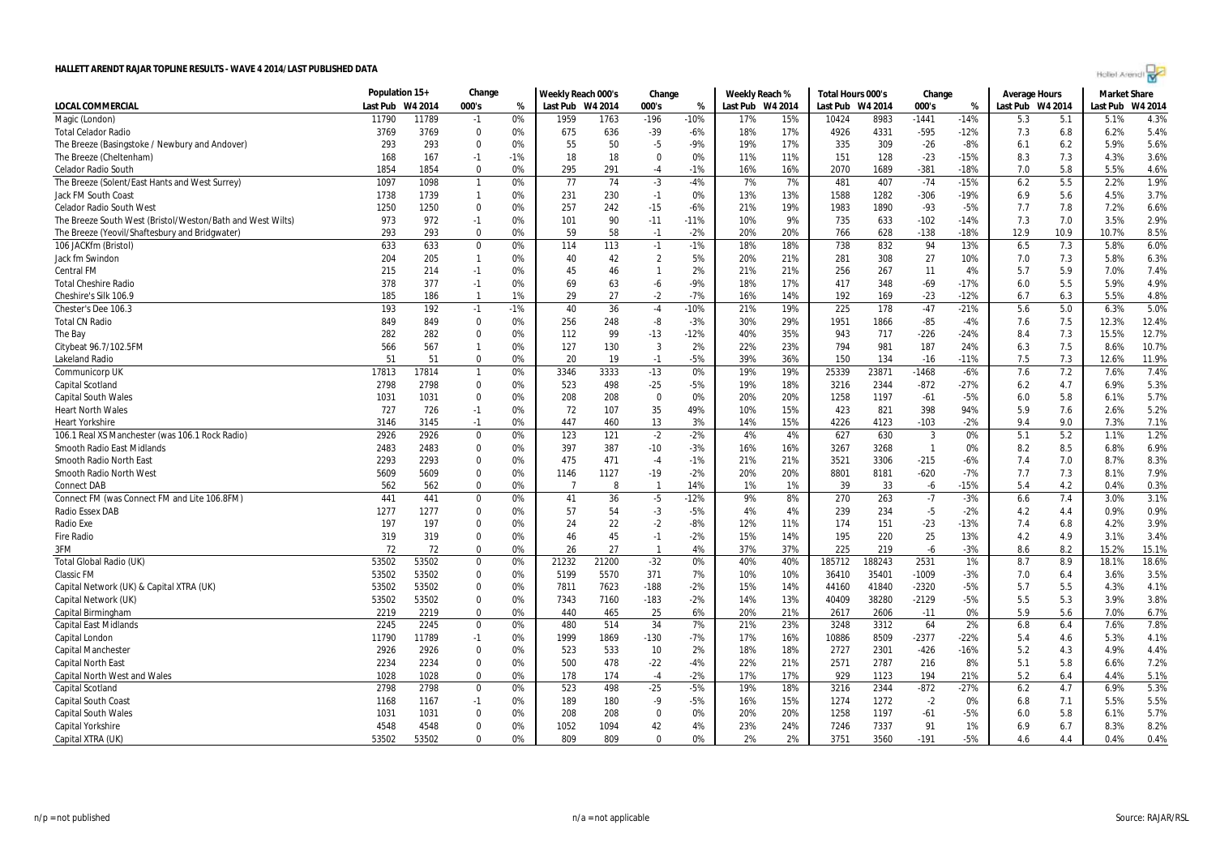# HALLETT ARENDT RAJAR TOPLINE RESULTS - WAVE 4 2014/LAST PUBLISHED DATA

| | Population 15+ | | Change | | Weekly Reach 000's | | Change | | Weekly Reach % | | Total Hours 000's | | Change | | Average Hours | | Market Share | |
|---|---|---|---|---|---|---|---|---|---|---|---|---|---|---|---|---|---|---|
| LOCAL COMMERCIAL | Last Pub | W4 2014 | 000's | % | Last Pub | W4 2014 | 000's | % | Last Pub | W4 2014 | Last Pub | W4 2014 | 000's | % | Last Pub | W4 2014 | Last Pub | W4 2014 |
| Magic (London) | 11790 | 11789 | -1 | 0% | 1959 | 1763 | -196 | -10% | 17% | 15% | 10424 | 8983 | -1441 | -14% | 5.3 | 5.1 | 5.1% | 4.3% |
| Total Celador Radio | 3769 | 3769 | 0 | 0% | 675 | 636 | -39 | -6% | 18% | 17% | 4926 | 4331 | -595 | -12% | 7.3 | 6.8 | 6.2% | 5.4% |
| The Breeze (Basingstoke / Newbury and Andover) | 293 | 293 | 0 | 0% | 55 | 50 | -5 | -9% | 19% | 17% | 335 | 309 | -26 | -8% | 6.1 | 6.2 | 5.9% | 5.6% |
| The Breeze (Cheltenham) | 168 | 167 | -1 | -1% | 18 | 18 | 0 | 0% | 11% | 11% | 151 | 128 | -23 | -15% | 8.3 | 7.3 | 4.3% | 3.6% |
| Celador Radio South | 1854 | 1854 | 0 | 0% | 295 | 291 | -4 | -1% | 16% | 16% | 2070 | 1689 | -381 | -18% | 7.0 | 5.8 | 5.5% | 4.6% |
| The Breeze (Solent/East Hants and West Surrey) | 1097 | 1098 | 1 | 0% | 77 | 74 | -3 | -4% | 7% | 7% | 481 | 407 | -74 | -15% | 6.2 | 5.5 | 2.2% | 1.9% |
| Jack FM South Coast | 1738 | 1739 | 1 | 0% | 231 | 230 | -1 | 0% | 13% | 13% | 1588 | 1282 | -306 | -19% | 6.9 | 5.6 | 4.5% | 3.7% |
| Celador Radio South West | 1250 | 1250 | 0 | 0% | 257 | 242 | -15 | -6% | 21% | 19% | 1983 | 1890 | -93 | -5% | 7.7 | 7.8 | 7.2% | 6.6% |
| The Breeze South West (Bristol/Weston/Bath and West Wilts) | 973 | 972 | -1 | 0% | 101 | 90 | -11 | -11% | 10% | 9% | 735 | 633 | -102 | -14% | 7.3 | 7.0 | 3.5% | 2.9% |
| The Breeze (Yeovil/Shaftesbury and Bridgwater) | 293 | 293 | 0 | 0% | 59 | 58 | -1 | -2% | 20% | 20% | 766 | 628 | -138 | -18% | 12.9 | 10.9 | 10.7% | 8.5% |
| 106 JACKfm (Bristol) | 633 | 633 | 0 | 0% | 114 | 113 | -1 | -1% | 18% | 18% | 738 | 832 | 94 | 13% | 6.5 | 7.3 | 5.8% | 6.0% |
| Jack fm Swindon | 204 | 205 | 1 | 0% | 40 | 42 | 2 | 5% | 20% | 21% | 281 | 308 | 27 | 10% | 7.0 | 7.3 | 5.8% | 6.3% |
| Central FM | 215 | 214 | -1 | 0% | 45 | 46 | 1 | 2% | 21% | 21% | 256 | 267 | 11 | 4% | 5.7 | 5.9 | 7.0% | 7.4% |
| Total Cheshire Radio | 378 | 377 | -1 | 0% | 69 | 63 | -6 | -9% | 18% | 17% | 417 | 348 | -69 | -17% | 6.0 | 5.5 | 5.9% | 4.9% |
| Cheshire's Silk 106.9 | 185 | 186 | 1 | 1% | 29 | 27 | -2 | -7% | 16% | 14% | 192 | 169 | -23 | -12% | 6.7 | 6.3 | 5.5% | 4.8% |
| Chester's Dee 106.3 | 193 | 192 | -1 | -1% | 40 | 36 | -4 | -10% | 21% | 19% | 225 | 178 | -47 | -21% | 5.6 | 5.0 | 6.3% | 5.0% |
| Total CN Radio | 849 | 849 | 0 | 0% | 256 | 248 | -8 | -3% | 30% | 29% | 1951 | 1866 | -85 | -4% | 7.6 | 7.5 | 12.3% | 12.4% |
| The Bay | 282 | 282 | 0 | 0% | 112 | 99 | -13 | -12% | 40% | 35% | 943 | 717 | -226 | -24% | 8.4 | 7.3 | 15.5% | 12.7% |
| Citybeat 96.7/102.5FM | 566 | 567 | 1 | 0% | 127 | 130 | 3 | 2% | 22% | 23% | 794 | 981 | 187 | 24% | 6.3 | 7.5 | 8.6% | 10.7% |
| Lakeland Radio | 51 | 51 | 0 | 0% | 20 | 19 | -1 | -5% | 39% | 36% | 150 | 134 | -16 | -11% | 7.5 | 7.3 | 12.6% | 11.9% |
| Communicorp UK | 17813 | 17814 | 1 | 0% | 3346 | 3333 | -13 | 0% | 19% | 19% | 25339 | 23871 | -1468 | -6% | 7.6 | 7.2 | 7.6% | 7.4% |
| Capital Scotland | 2798 | 2798 | 0 | 0% | 523 | 498 | -25 | -5% | 19% | 18% | 3216 | 2344 | -872 | -27% | 6.2 | 4.7 | 6.9% | 5.3% |
| Capital South Wales | 1031 | 1031 | 0 | 0% | 208 | 208 | 0 | 0% | 20% | 20% | 1258 | 1197 | -61 | -5% | 6.0 | 5.8 | 6.1% | 5.7% |
| Heart North Wales | 727 | 726 | -1 | 0% | 72 | 107 | 35 | 49% | 10% | 15% | 423 | 821 | 398 | 94% | 5.9 | 7.6 | 2.6% | 5.2% |
| Heart Yorkshire | 3146 | 3145 | -1 | 0% | 447 | 460 | 13 | 3% | 14% | 15% | 4226 | 4123 | -103 | -2% | 9.4 | 9.0 | 7.3% | 7.1% |
| 106.1 Real XS Manchester (was 106.1 Rock Radio) | 2926 | 2926 | 0 | 0% | 123 | 121 | -2 | -2% | 4% | 4% | 627 | 630 | 3 | 0% | 5.1 | 5.2 | 1.1% | 1.2% |
| Smooth Radio East Midlands | 2483 | 2483 | 0 | 0% | 397 | 387 | -10 | -3% | 16% | 16% | 3267 | 3268 | 1 | 0% | 8.2 | 8.5 | 6.8% | 6.9% |
| Smooth Radio North East | 2293 | 2293 | 0 | 0% | 475 | 471 | -4 | -1% | 21% | 21% | 3521 | 3306 | -215 | -6% | 7.4 | 7.0 | 8.7% | 8.3% |
| Smooth Radio North West | 5609 | 5609 | 0 | 0% | 1146 | 1127 | -19 | -2% | 20% | 20% | 8801 | 8181 | -620 | -7% | 7.7 | 7.3 | 8.1% | 7.9% |
| Connect DAB | 562 | 562 | 0 | 0% | 7 | 8 | 1 | 14% | 1% | 1% | 39 | 33 | -6 | -15% | 5.4 | 4.2 | 0.4% | 0.3% |
| Connect FM (was Connect FM and Lite 106.8FM) | 441 | 441 | 0 | 0% | 41 | 36 | -5 | -12% | 9% | 8% | 270 | 263 | -7 | -3% | 6.6 | 7.4 | 3.0% | 3.1% |
| Radio Essex DAB | 1277 | 1277 | 0 | 0% | 57 | 54 | -3 | -5% | 4% | 4% | 239 | 234 | -5 | -2% | 4.2 | 4.4 | 0.9% | 0.9% |
| Radio Exe | 197 | 197 | 0 | 0% | 24 | 22 | -2 | -8% | 12% | 11% | 174 | 151 | -23 | -13% | 7.4 | 6.8 | 4.2% | 3.9% |
| Fire Radio | 319 | 319 | 0 | 0% | 46 | 45 | -1 | -2% | 15% | 14% | 195 | 220 | 25 | 13% | 4.2 | 4.9 | 3.1% | 3.4% |
| 3FM | 72 | 72 | 0 | 0% | 26 | 27 | 1 | 4% | 37% | 37% | 225 | 219 | -6 | -3% | 8.6 | 8.2 | 15.2% | 15.1% |
| Total Global Radio (UK) | 53502 | 53502 | 0 | 0% | 21232 | 21200 | -32 | 0% | 40% | 40% | 185712 | 188243 | 2531 | 1% | 8.7 | 8.9 | 18.1% | 18.6% |
| Classic FM | 53502 | 53502 | 0 | 0% | 5199 | 5570 | 371 | 7% | 10% | 10% | 36410 | 35401 | -1009 | -3% | 7.0 | 6.4 | 3.6% | 3.5% |
| Capital Network (UK) & Capital XTRA (UK) | 53502 | 53502 | 0 | 0% | 7811 | 7623 | -188 | -2% | 15% | 14% | 44160 | 41840 | -2320 | -5% | 5.7 | 5.5 | 4.3% | 4.1% |
| Capital Network (UK) | 53502 | 53502 | 0 | 0% | 7343 | 7160 | -183 | -2% | 14% | 13% | 40409 | 38280 | -2129 | -5% | 5.5 | 5.3 | 3.9% | 3.8% |
| Capital Birmingham | 2219 | 2219 | 0 | 0% | 440 | 465 | 25 | 6% | 20% | 21% | 2617 | 2606 | -11 | 0% | 5.9 | 5.6 | 7.0% | 6.7% |
| Capital East Midlands | 2245 | 2245 | 0 | 0% | 480 | 514 | 34 | 7% | 21% | 23% | 3248 | 3312 | 64 | 2% | 6.8 | 6.4 | 7.6% | 7.8% |
| Capital London | 11790 | 11789 | -1 | 0% | 1999 | 1869 | -130 | -7% | 17% | 16% | 10886 | 8509 | -2377 | -22% | 5.4 | 4.6 | 5.3% | 4.1% |
| Capital Manchester | 2926 | 2926 | 0 | 0% | 523 | 533 | 10 | 2% | 18% | 18% | 2727 | 2301 | -426 | -16% | 5.2 | 4.3 | 4.9% | 4.4% |
| Capital North East | 2234 | 2234 | 0 | 0% | 500 | 478 | -22 | -4% | 22% | 21% | 2571 | 2787 | 216 | 8% | 5.1 | 5.8 | 6.6% | 7.2% |
| Capital North West and Wales | 1028 | 1028 | 0 | 0% | 178 | 174 | -4 | -2% | 17% | 17% | 929 | 1123 | 194 | 21% | 5.2 | 6.4 | 4.4% | 5.1% |
| Capital Scotland | 2798 | 2798 | 0 | 0% | 523 | 498 | -25 | -5% | 19% | 18% | 3216 | 2344 | -872 | -27% | 6.2 | 4.7 | 6.9% | 5.3% |
| Capital South Coast | 1168 | 1167 | -1 | 0% | 189 | 180 | -9 | -5% | 16% | 15% | 1274 | 1272 | -2 | 0% | 6.8 | 7.1 | 5.5% | 5.5% |
| Capital South Wales | 1031 | 1031 | 0 | 0% | 208 | 208 | 0 | 0% | 20% | 20% | 1258 | 1197 | -61 | -5% | 6.0 | 5.8 | 6.1% | 5.7% |
| Capital Yorkshire | 4548 | 4548 | 0 | 0% | 1052 | 1094 | 42 | 4% | 23% | 24% | 7246 | 7337 | 91 | 1% | 6.9 | 6.7 | 8.3% | 8.2% |
| Capital XTRA (UK) | 53502 | 53502 | 0 | 0% | 809 | 809 | 0 | 0% | 2% | 2% | 3751 | 3560 | -191 | -5% | 4.6 | 4.4 | 0.4% | 0.4% |

n/p = not published | n/a = not applicable | Source: RAJAR/RSL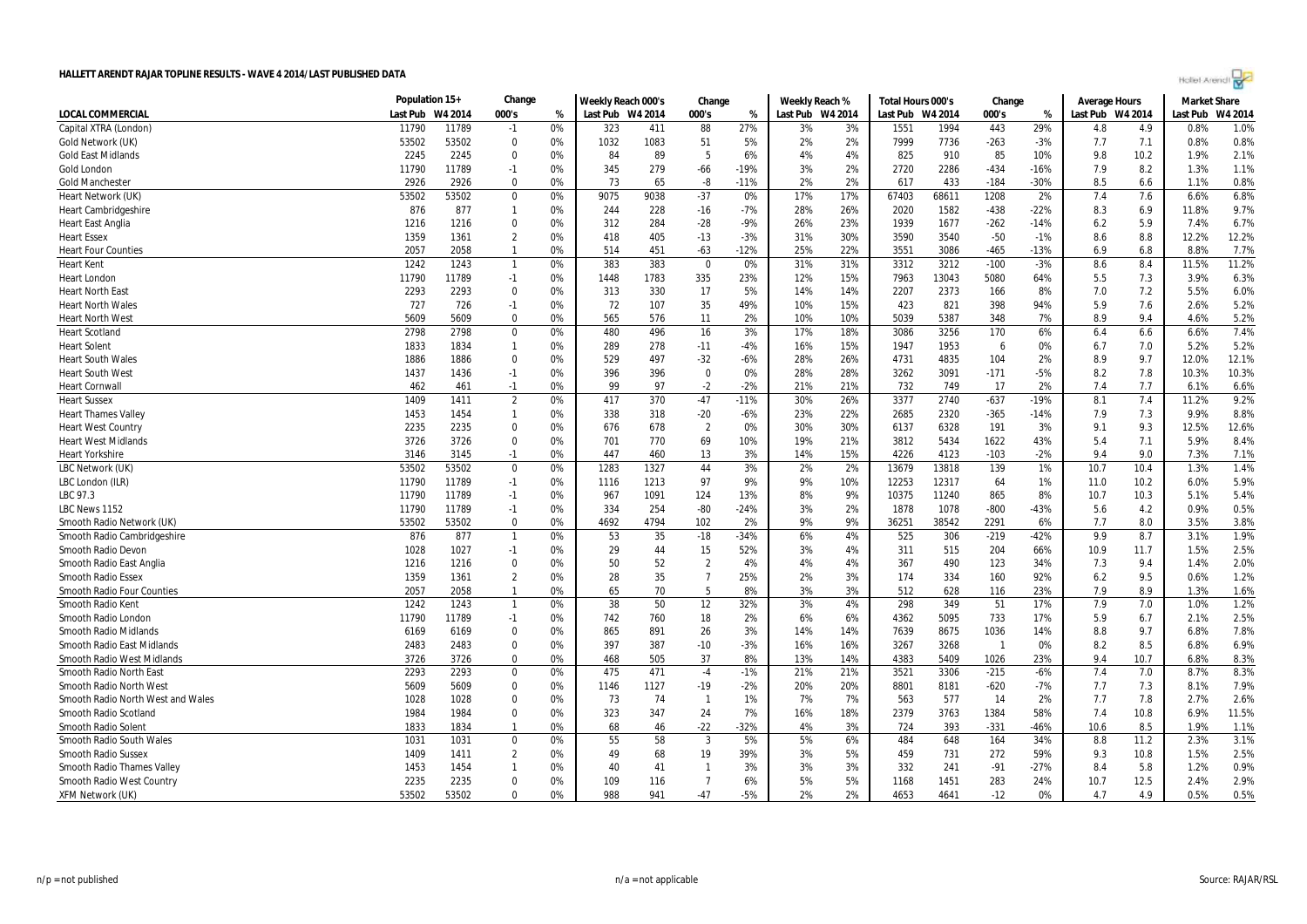# HALLETT ARENDT RAJAR TOPLINE RESULTS - WAVE 4 2014/LAST PUBLISHED DATA

| LOCAL COMMERCIAL | Population 15+ | | Change | | Weekly Reach 000's | | Change | | Weekly Reach % | | Total Hours 000's | | Change | | Average Hours | | Market Share | |
|---|---|---|---|---|---|---|---|---|---|---|---|---|---|---|---|---|---|---|
| | Last Pub | W4 2014 | 000's | % | Last Pub | W4 2014 | 000's | % | Last Pub | W4 2014 | Last Pub | W4 2014 | 000's | % | Last Pub | W4 2014 | Last Pub | W4 2014 |
| Capital XTRA (London) | 11790 | 11789 | -1 | 0% | 323 | 411 | 88 | 27% | 3% | 3% | 1551 | 1994 | 443 | 29% | 4.8 | 4.9 | 0.8% | 1.0% |
| Gold Network (UK) | 53502 | 53502 | 0 | 0% | 1032 | 1083 | 51 | 5% | 2% | 2% | 7999 | 7736 | -263 | -3% | 7.7 | 7.1 | 0.8% | 0.8% |
| Gold East Midlands | 2245 | 2245 | 0 | 0% | 84 | 89 | 5 | 6% | 4% | 4% | 825 | 910 | 85 | 10% | 9.8 | 10.2 | 1.9% | 2.1% |
| Gold London | 11790 | 11789 | -1 | 0% | 345 | 279 | -66 | -19% | 3% | 2% | 2720 | 2286 | -434 | -16% | 7.9 | 8.2 | 1.3% | 1.1% |
| Gold Manchester | 2926 | 2926 | 0 | 0% | 73 | 65 | -8 | -11% | 2% | 2% | 617 | 433 | -184 | -30% | 8.5 | 6.6 | 1.1% | 0.8% |
| Heart Network (UK) | 53502 | 53502 | 0 | 0% | 9075 | 9038 | -37 | 0% | 17% | 17% | 67403 | 68611 | 1208 | 2% | 7.4 | 7.6 | 6.6% | 6.8% |
| Heart Cambridgeshire | 876 | 877 | 1 | 0% | 244 | 228 | -16 | -7% | 28% | 26% | 2020 | 1582 | -438 | -22% | 8.3 | 6.9 | 11.8% | 9.7% |
| Heart East Anglia | 1216 | 1216 | 0 | 0% | 312 | 284 | -28 | -9% | 26% | 23% | 1939 | 1677 | -262 | -14% | 6.2 | 5.9 | 7.4% | 6.7% |
| Heart Essex | 1359 | 1361 | 2 | 0% | 418 | 405 | -13 | -3% | 31% | 30% | 3590 | 3540 | -50 | -1% | 8.6 | 8.8 | 12.2% | 12.2% |
| Heart Four Counties | 2057 | 2058 | 1 | 0% | 514 | 451 | -63 | -12% | 25% | 22% | 3551 | 3086 | -465 | -13% | 6.9 | 6.8 | 8.8% | 7.7% |
| Heart Kent | 1242 | 1243 | 1 | 0% | 383 | 383 | 0 | 0% | 31% | 31% | 3312 | 3212 | -100 | -3% | 8.6 | 8.4 | 11.5% | 11.2% |
| Heart London | 11790 | 11789 | -1 | 0% | 1448 | 1783 | 335 | 23% | 12% | 15% | 7963 | 13043 | 5080 | 64% | 5.5 | 7.3 | 3.9% | 6.3% |
| Heart North East | 2293 | 2293 | 0 | 0% | 313 | 330 | 17 | 5% | 14% | 14% | 2207 | 2373 | 166 | 8% | 7.0 | 7.2 | 5.5% | 6.0% |
| Heart North Wales | 727 | 726 | -1 | 0% | 72 | 107 | 35 | 49% | 10% | 15% | 423 | 821 | 398 | 94% | 5.9 | 7.6 | 2.6% | 5.2% |
| Heart North West | 5609 | 5609 | 0 | 0% | 565 | 576 | 11 | 2% | 10% | 10% | 5039 | 5387 | 348 | 7% | 8.9 | 9.4 | 4.6% | 5.2% |
| Heart Scotland | 2798 | 2798 | 0 | 0% | 480 | 496 | 16 | 3% | 17% | 18% | 3086 | 3256 | 170 | 6% | 6.4 | 6.6 | 6.6% | 7.4% |
| Heart Solent | 1833 | 1834 | 1 | 0% | 289 | 278 | -11 | -4% | 16% | 15% | 1947 | 1953 | 6 | 0% | 6.7 | 7.0 | 5.2% | 5.2% |
| Heart South Wales | 1886 | 1886 | 0 | 0% | 529 | 497 | -32 | -6% | 28% | 26% | 4731 | 4835 | 104 | 2% | 8.9 | 9.7 | 12.0% | 12.1% |
| Heart South West | 1437 | 1436 | -1 | 0% | 396 | 396 | 0 | 0% | 28% | 28% | 3262 | 3091 | -171 | -5% | 8.2 | 7.8 | 10.3% | 10.3% |
| Heart Cornwall | 462 | 461 | -1 | 0% | 99 | 97 | -2 | -2% | 21% | 21% | 732 | 749 | 17 | 2% | 7.4 | 7.7 | 6.1% | 6.6% |
| Heart Sussex | 1409 | 1411 | 2 | 0% | 417 | 370 | -47 | -11% | 30% | 26% | 3377 | 2740 | -637 | -19% | 8.1 | 7.4 | 11.2% | 9.2% |
| Heart Thames Valley | 1453 | 1454 | 1 | 0% | 338 | 318 | -20 | -6% | 23% | 22% | 2685 | 2320 | -365 | -14% | 7.9 | 7.3 | 9.9% | 8.8% |
| Heart West Country | 2235 | 2235 | 0 | 0% | 676 | 678 | 2 | 0% | 30% | 30% | 6137 | 6328 | 191 | 3% | 9.1 | 9.3 | 12.5% | 12.6% |
| Heart West Midlands | 3726 | 3726 | 0 | 0% | 701 | 770 | 69 | 10% | 19% | 21% | 3812 | 5434 | 1622 | 43% | 5.4 | 7.1 | 5.9% | 8.4% |
| Heart Yorkshire | 3146 | 3145 | -1 | 0% | 447 | 460 | 13 | 3% | 14% | 15% | 4226 | 4123 | -103 | -2% | 9.4 | 9.0 | 7.3% | 7.1% |
| LBC Network (UK) | 53502 | 53502 | 0 | 0% | 1283 | 1327 | 44 | 3% | 2% | 2% | 13679 | 13818 | 139 | 1% | 10.7 | 10.4 | 1.3% | 1.4% |
| LBC London (ILR) | 11790 | 11789 | -1 | 0% | 1116 | 1213 | 97 | 9% | 9% | 10% | 12253 | 12317 | 64 | 1% | 11.0 | 10.2 | 6.0% | 5.9% |
| LBC 97.3 | 11790 | 11789 | -1 | 0% | 967 | 1091 | 124 | 13% | 8% | 9% | 10375 | 11240 | 865 | 8% | 10.7 | 10.3 | 5.1% | 5.4% |
| LBC News 1152 | 11790 | 11789 | -1 | 0% | 334 | 254 | -80 | -24% | 3% | 2% | 1878 | 1078 | -800 | -43% | 5.6 | 4.2 | 0.9% | 0.5% |
| Smooth Radio Network (UK) | 53502 | 53502 | 0 | 0% | 4692 | 4794 | 102 | 2% | 9% | 9% | 36251 | 38542 | 2291 | 6% | 7.7 | 8.0 | 3.5% | 3.8% |
| Smooth Radio Cambridgeshire | 876 | 877 | 1 | 0% | 53 | 35 | -18 | -34% | 6% | 4% | 525 | 306 | -219 | -42% | 9.9 | 8.7 | 3.1% | 1.9% |
| Smooth Radio Devon | 1028 | 1027 | -1 | 0% | 29 | 44 | 15 | 52% | 3% | 4% | 311 | 515 | 204 | 66% | 10.9 | 11.7 | 1.5% | 2.5% |
| Smooth Radio East Anglia | 1216 | 1216 | 0 | 0% | 50 | 52 | 2 | 4% | 4% | 4% | 367 | 490 | 123 | 34% | 7.3 | 9.4 | 1.4% | 2.0% |
| Smooth Radio Essex | 1359 | 1361 | 2 | 0% | 28 | 35 | 7 | 25% | 2% | 3% | 174 | 334 | 160 | 92% | 6.2 | 9.5 | 0.6% | 1.2% |
| Smooth Radio Four Counties | 2057 | 2058 | 1 | 0% | 65 | 70 | 5 | 8% | 3% | 3% | 512 | 628 | 116 | 23% | 7.9 | 8.9 | 1.3% | 1.6% |
| Smooth Radio Kent | 1242 | 1243 | 1 | 0% | 38 | 50 | 12 | 32% | 3% | 4% | 298 | 349 | 51 | 17% | 7.9 | 7.0 | 1.0% | 1.2% |
| Smooth Radio London | 11790 | 11789 | -1 | 0% | 742 | 760 | 18 | 2% | 6% | 6% | 4362 | 5095 | 733 | 17% | 5.9 | 6.7 | 2.1% | 2.5% |
| Smooth Radio Midlands | 6169 | 6169 | 0 | 0% | 865 | 891 | 26 | 3% | 14% | 14% | 7639 | 8675 | 1036 | 14% | 8.8 | 9.7 | 6.8% | 7.8% |
| Smooth Radio East Midlands | 2483 | 2483 | 0 | 0% | 397 | 387 | -10 | -3% | 16% | 16% | 3267 | 3268 | 1 | 0% | 8.2 | 8.5 | 6.8% | 6.9% |
| Smooth Radio West Midlands | 3726 | 3726 | 0 | 0% | 468 | 505 | 37 | 8% | 13% | 14% | 4383 | 5409 | 1026 | 23% | 9.4 | 10.7 | 6.8% | 8.3% |
| Smooth Radio North East | 2293 | 2293 | 0 | 0% | 475 | 471 | -4 | -1% | 21% | 21% | 3521 | 3306 | -215 | -6% | 7.4 | 7.0 | 8.7% | 8.3% |
| Smooth Radio North West | 5609 | 5609 | 0 | 0% | 1146 | 1127 | -19 | -2% | 20% | 20% | 8801 | 8181 | -620 | -7% | 7.7 | 7.3 | 8.1% | 7.9% |
| Smooth Radio North West and Wales | 1028 | 1028 | 0 | 0% | 73 | 74 | 1 | 1% | 7% | 7% | 563 | 577 | 14 | 2% | 7.7 | 7.8 | 2.7% | 2.6% |
| Smooth Radio Scotland | 1984 | 1984 | 0 | 0% | 323 | 347 | 24 | 7% | 16% | 18% | 2379 | 3763 | 1384 | 58% | 7.4 | 10.8 | 6.9% | 11.5% |
| Smooth Radio Solent | 1833 | 1834 | 1 | 0% | 68 | 46 | -22 | -32% | 4% | 3% | 724 | 393 | -331 | -46% | 10.6 | 8.5 | 1.9% | 1.1% |
| Smooth Radio South Wales | 1031 | 1031 | 0 | 0% | 55 | 58 | 3 | 5% | 5% | 6% | 484 | 648 | 164 | 34% | 8.8 | 11.2 | 2.3% | 3.1% |
| Smooth Radio Sussex | 1409 | 1411 | 2 | 0% | 49 | 68 | 19 | 39% | 3% | 5% | 459 | 731 | 272 | 59% | 9.3 | 10.8 | 1.5% | 2.5% |
| Smooth Radio Thames Valley | 1453 | 1454 | 1 | 0% | 40 | 41 | 1 | 3% | 3% | 3% | 332 | 241 | -91 | -27% | 8.4 | 5.8 | 1.2% | 0.9% |
| Smooth Radio West Country | 2235 | 2235 | 0 | 0% | 109 | 116 | 7 | 6% | 5% | 5% | 1168 | 1451 | 283 | 24% | 10.7 | 12.5 | 2.4% | 2.9% |
| XFM Network (UK) | 53502 | 53502 | 0 | 0% | 988 | 941 | -47 | -5% | 2% | 2% | 4653 | 4641 | -12 | 0% | 4.7 | 4.9 | 0.5% | 0.5% |

n/p = not published | n/a = not applicable | Source: RAJAR/RSL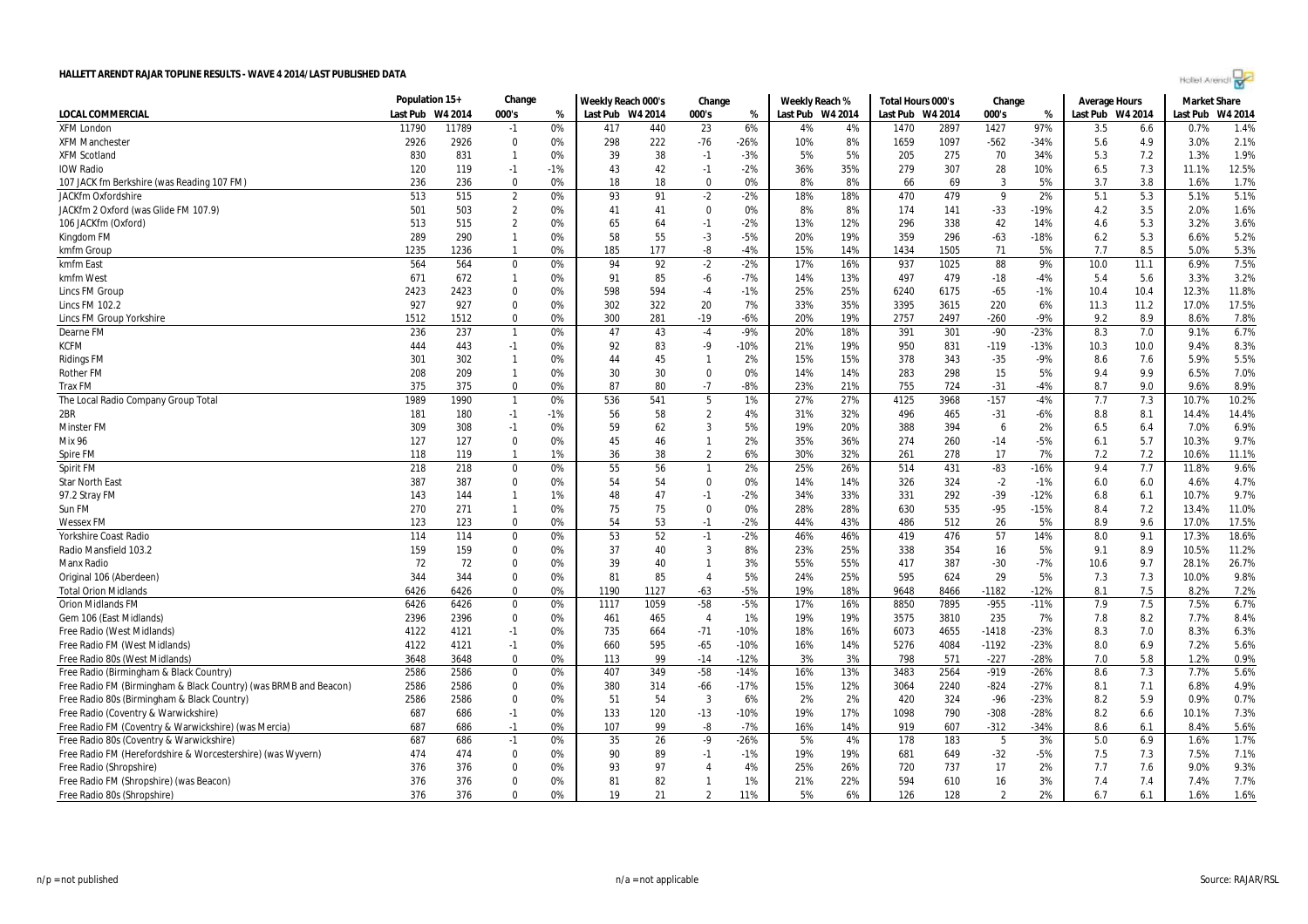# HALLETT ARENDT RAJAR TOPLINE RESULTS - WAVE 4 2014/LAST PUBLISHED DATA

| LOCAL COMMERCIAL | Population 15+ | | Change | | Weekly Reach 000's | | Change | | Weekly Reach % | | Total Hours 000's | | Change | | Average Hours | | Market Share | |
|---|---|---|---|---|---|---|---|---|---|---|---|---|---|---|---|---|---|---|
| | Last Pub | W4 2014 | 000's | % | Last Pub | W4 2014 | 000's | % | Last Pub | W4 2014 | Last Pub | W4 2014 | 000's | % | Last Pub | W4 2014 | Last Pub | W4 2014 |
| XFM London | 11790 | 11789 | -1 | 0% | 417 | 440 | 23 | 6% | 4% | 4% | 1470 | 2897 | 1427 | 97% | 3.5 | 6.6 | 0.7% | 1.4% |
| XFM Manchester | 2926 | 2926 | 0 | 0% | 298 | 222 | -76 | -26% | 10% | 8% | 1659 | 1097 | -562 | -34% | 5.6 | 4.9 | 3.0% | 2.1% |
| XFM Scotland | 830 | 831 | 1 | 0% | 39 | 38 | -1 | -3% | 5% | 5% | 205 | 275 | 70 | 34% | 5.3 | 7.2 | 1.3% | 1.9% |
| IOW Radio | 120 | 119 | -1 | -1% | 43 | 42 | -1 | -2% | 36% | 35% | 279 | 307 | 28 | 10% | 6.5 | 7.3 | 11.1% | 12.5% |
| 107 JACK fm Berkshire (was Reading 107 FM) | 236 | 236 | 0 | 0% | 18 | 18 | 0 | 0% | 8% | 8% | 66 | 69 | 3 | 5% | 3.7 | 3.8 | 1.6% | 1.7% |
| JACKfm Oxfordshire | 513 | 515 | 2 | 0% | 93 | 91 | -2 | -2% | 18% | 18% | 470 | 479 | 9 | 2% | 5.1 | 5.3 | 5.1% | 5.1% |
| JACKfm 2 Oxford (was Glide FM 107.9) | 501 | 503 | 2 | 0% | 41 | 41 | 0 | 0% | 8% | 8% | 174 | 141 | -33 | -19% | 4.2 | 3.5 | 2.0% | 1.6% |
| 106 JACKfm (Oxford) | 513 | 515 | 2 | 0% | 65 | 64 | -1 | -2% | 13% | 12% | 296 | 338 | 42 | 14% | 4.6 | 5.3 | 3.2% | 3.6% |
| Kingdom FM | 289 | 290 | 1 | 0% | 58 | 55 | -3 | -5% | 20% | 19% | 359 | 296 | -63 | -18% | 6.2 | 5.3 | 6.6% | 5.2% |
| kmfm Group | 1235 | 1236 | 1 | 0% | 185 | 177 | -8 | -4% | 15% | 14% | 1434 | 1505 | 71 | 5% | 7.7 | 8.5 | 5.0% | 5.3% |
| kmfm East | 564 | 564 | 0 | 0% | 94 | 92 | -2 | -2% | 17% | 16% | 937 | 1025 | 88 | 9% | 10.0 | 11.1 | 6.9% | 7.5% |
| kmfm West | 671 | 672 | 1 | 0% | 91 | 85 | -6 | -7% | 14% | 13% | 497 | 479 | -18 | -4% | 5.4 | 5.6 | 3.3% | 3.2% |
| Lincs FM Group | 2423 | 2423 | 0 | 0% | 598 | 594 | -4 | -1% | 25% | 25% | 6240 | 6175 | -65 | -1% | 10.4 | 10.4 | 12.3% | 11.8% |
| Lincs FM 102.2 | 927 | 927 | 0 | 0% | 302 | 322 | 20 | 7% | 33% | 35% | 3395 | 3615 | 220 | 6% | 11.3 | 11.2 | 17.0% | 17.5% |
| Lincs FM Group Yorkshire | 1512 | 1512 | 0 | 0% | 300 | 281 | -19 | -6% | 20% | 19% | 2757 | 2497 | -260 | -9% | 9.2 | 8.9 | 8.6% | 7.8% |
| Dearne FM | 236 | 237 | 1 | 0% | 47 | 43 | -4 | -9% | 20% | 18% | 391 | 301 | -90 | -23% | 8.3 | 7.0 | 9.1% | 6.7% |
| KCFM | 444 | 443 | -1 | 0% | 92 | 83 | -9 | -10% | 21% | 19% | 950 | 831 | -119 | -13% | 10.3 | 10.0 | 9.4% | 8.3% |
| Ridings FM | 301 | 302 | 1 | 0% | 44 | 45 | 1 | 2% | 15% | 15% | 378 | 343 | -35 | -9% | 8.6 | 7.6 | 5.9% | 5.5% |
| Rother FM | 208 | 209 | 1 | 0% | 30 | 30 | 0 | 0% | 14% | 14% | 283 | 298 | 15 | 5% | 9.4 | 9.9 | 6.5% | 7.0% |
| Trax FM | 375 | 375 | 0 | 0% | 87 | 80 | -7 | -8% | 23% | 21% | 755 | 724 | -31 | -4% | 8.7 | 9.0 | 9.6% | 8.9% |
| The Local Radio Company Group Total | 1989 | 1990 | 1 | 0% | 536 | 541 | 5 | 1% | 27% | 27% | 4125 | 3968 | -157 | -4% | 7.7 | 7.3 | 10.7% | 10.2% |
| 2BR | 181 | 180 | -1 | -1% | 56 | 58 | 2 | 4% | 31% | 32% | 496 | 465 | -31 | -6% | 8.8 | 8.1 | 14.4% | 14.4% |
| Minster FM | 309 | 308 | -1 | 0% | 59 | 62 | 3 | 5% | 19% | 20% | 388 | 394 | 6 | 2% | 6.5 | 6.4 | 7.0% | 6.9% |
| Mix 96 | 127 | 127 | 0 | 0% | 45 | 46 | 1 | 2% | 35% | 36% | 274 | 260 | -14 | -5% | 6.1 | 5.7 | 10.3% | 9.7% |
| Spire FM | 118 | 119 | 1 | 1% | 36 | 38 | 2 | 6% | 30% | 32% | 261 | 278 | 17 | 7% | 7.2 | 7.2 | 10.6% | 11.1% |
| Spirit FM | 218 | 218 | 0 | 0% | 55 | 56 | 1 | 2% | 25% | 26% | 514 | 431 | -83 | -16% | 9.4 | 7.7 | 11.8% | 9.6% |
| Star North East | 387 | 387 | 0 | 0% | 54 | 54 | 0 | 0% | 14% | 14% | 326 | 324 | -2 | -1% | 6.0 | 6.0 | 4.6% | 4.7% |
| 97.2 Stray FM | 143 | 144 | 1 | 1% | 48 | 47 | -1 | -2% | 34% | 33% | 331 | 292 | -39 | -12% | 6.8 | 6.1 | 10.7% | 9.7% |
| Sun FM | 270 | 271 | 1 | 0% | 75 | 75 | 0 | 0% | 28% | 28% | 630 | 535 | -95 | -15% | 8.4 | 7.2 | 13.4% | 11.0% |
| Wessex FM | 123 | 123 | 0 | 0% | 54 | 53 | -1 | -2% | 44% | 43% | 486 | 512 | 26 | 5% | 8.9 | 9.6 | 17.0% | 17.5% |
| Yorkshire Coast Radio | 114 | 114 | 0 | 0% | 53 | 52 | -1 | -2% | 46% | 46% | 419 | 476 | 57 | 14% | 8.0 | 9.1 | 17.3% | 18.6% |
| Radio Mansfield 103.2 | 159 | 159 | 0 | 0% | 37 | 40 | 3 | 8% | 23% | 25% | 338 | 354 | 16 | 5% | 9.1 | 8.9 | 10.5% | 11.2% |
| Manx Radio | 72 | 72 | 0 | 0% | 39 | 40 | 1 | 3% | 55% | 55% | 417 | 387 | -30 | -7% | 10.6 | 9.7 | 28.1% | 26.7% |
| Original 106 (Aberdeen) | 344 | 344 | 0 | 0% | 81 | 85 | 4 | 5% | 24% | 25% | 595 | 624 | 29 | 5% | 7.3 | 7.3 | 10.0% | 9.8% |
| Total Orion Midlands | 6426 | 6426 | 0 | 0% | 1190 | 1127 | -63 | -5% | 19% | 18% | 9648 | 8466 | -1182 | -12% | 8.1 | 7.5 | 8.2% | 7.2% |
| Orion Midlands FM | 6426 | 6426 | 0 | 0% | 1117 | 1059 | -58 | -5% | 17% | 16% | 8850 | 7895 | -955 | -11% | 7.9 | 7.5 | 7.5% | 6.7% |
| Gem 106 (East Midlands) | 2396 | 2396 | 0 | 0% | 461 | 465 | 4 | 1% | 19% | 19% | 3575 | 3810 | 235 | 7% | 7.8 | 8.2 | 7.7% | 8.4% |
| Free Radio (West Midlands) | 4122 | 4121 | -1 | 0% | 735 | 664 | -71 | -10% | 18% | 16% | 6073 | 4655 | -1418 | -23% | 8.3 | 7.0 | 8.3% | 6.3% |
| Free Radio FM (West Midlands) | 4122 | 4121 | -1 | 0% | 660 | 595 | -65 | -10% | 16% | 14% | 5276 | 4084 | -1192 | -23% | 8.0 | 6.9 | 7.2% | 5.6% |
| Free Radio 80s (West Midlands) | 3648 | 3648 | 0 | 0% | 113 | 99 | -14 | -12% | 3% | 3% | 798 | 571 | -227 | -28% | 7.0 | 5.8 | 1.2% | 0.9% |
| Free Radio (Birmingham & Black Country) | 2586 | 2586 | 0 | 0% | 407 | 349 | -58 | -14% | 16% | 13% | 3483 | 2564 | -919 | -26% | 8.6 | 7.3 | 7.7% | 5.6% |
| Free Radio FM (Birmingham & Black Country) (was BRMB and Beacon) | 2586 | 2586 | 0 | 0% | 380 | 314 | -66 | -17% | 15% | 12% | 3064 | 2240 | -824 | -27% | 8.1 | 7.1 | 6.8% | 4.9% |
| Free Radio 80s (Birmingham & Black Country) | 2586 | 2586 | 0 | 0% | 51 | 54 | 3 | 6% | 2% | 2% | 420 | 324 | -96 | -23% | 8.2 | 5.9 | 0.9% | 0.7% |
| Free Radio (Coventry & Warwickshire) | 687 | 686 | -1 | 0% | 133 | 120 | -13 | -10% | 19% | 17% | 1098 | 790 | -308 | -28% | 8.2 | 6.6 | 10.1% | 7.3% |
| Free Radio FM (Coventry & Warwickshire) (was Mercia) | 687 | 686 | -1 | 0% | 107 | 99 | -8 | -7% | 16% | 14% | 919 | 607 | -312 | -34% | 8.6 | 6.1 | 8.4% | 5.6% |
| Free Radio 80s (Coventry & Warwickshire) | 687 | 686 | -1 | 0% | 35 | 26 | -9 | -26% | 5% | 4% | 178 | 183 | 5 | 3% | 5.0 | 6.9 | 1.6% | 1.7% |
| Free Radio FM (Herefordshire & Worcestershire) (was Wyvern) | 474 | 474 | 0 | 0% | 90 | 89 | -1 | -1% | 19% | 19% | 681 | 649 | -32 | -5% | 7.5 | 7.3 | 7.5% | 7.1% |
| Free Radio (Shropshire) | 376 | 376 | 0 | 0% | 93 | 97 | 4 | 4% | 25% | 26% | 720 | 737 | 17 | 2% | 7.7 | 7.6 | 9.0% | 9.3% |
| Free Radio FM (Shropshire) (was Beacon) | 376 | 376 | 0 | 0% | 81 | 82 | 1 | 1% | 21% | 22% | 594 | 610 | 16 | 3% | 7.4 | 7.4 | 7.4% | 7.7% |
| Free Radio 80s (Shropshire) | 376 | 376 | 0 | 0% | 19 | 21 | 2 | 11% | 5% | 6% | 126 | 128 | 2 | 2% | 6.7 | 6.1 | 1.6% | 1.6% |

n/p = not published    n/a = not applicable    Source: RAJAR/RSL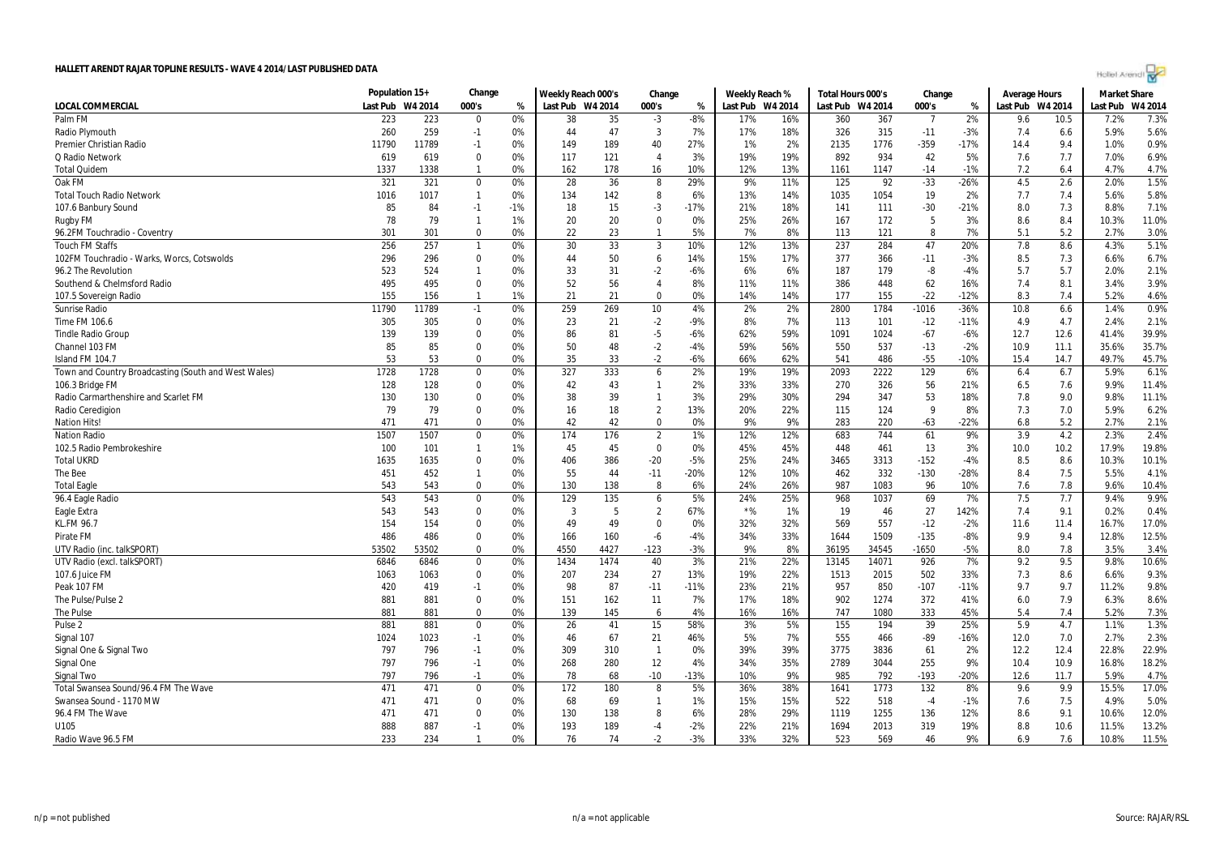# HALLETT ARENDT RAJAR TOPLINE RESULTS - WAVE 4 2014/LAST PUBLISHED DATA

| | Population 15+ | | Change | | Weekly Reach 000's | | Change | | Weekly Reach % | | Total Hours 000's | | Change | | Average Hours | | Market Share | |
|---|---|---|---|---|---|---|---|---|---|---|---|---|---|---|---|---|---|---|
| LOCAL COMMERCIAL | Last Pub | W4 2014 | 000's | % | Last Pub | W4 2014 | 000's | % | Last Pub | W4 2014 | Last Pub | W4 2014 | 000's | % | Last Pub | W4 2014 | Last Pub | W4 2014 |
| Palm FM | 223 | 223 | 0 | 0% | 38 | 35 | -3 | -8% | 17% | 16% | 360 | 367 | 7 | 2% | 9.6 | 10.5 | 7.2% | 7.3% |
| Radio Plymouth | 260 | 259 | -1 | 0% | 44 | 47 | 3 | 7% | 17% | 18% | 326 | 315 | -11 | -3% | 7.4 | 6.6 | 5.9% | 5.6% |
| Premier Christian Radio | 11790 | 11789 | -1 | 0% | 149 | 189 | 40 | 27% | 1% | 2% | 2135 | 1776 | -359 | -17% | 14.4 | 9.4 | 1.0% | 0.9% |
| Q Radio Network | 619 | 619 | 0 | 0% | 117 | 121 | 4 | 3% | 19% | 19% | 892 | 934 | 42 | 5% | 7.6 | 7.7 | 7.0% | 6.9% |
| Total Quidem | 1337 | 1338 | 1 | 0% | 162 | 178 | 16 | 10% | 12% | 13% | 1161 | 1147 | -14 | -1% | 7.2 | 6.4 | 4.7% | 4.7% |
| Oak FM | 321 | 321 | 0 | 0% | 28 | 36 | 8 | 29% | 9% | 11% | 125 | 92 | -33 | -26% | 4.5 | 2.6 | 2.0% | 1.5% |
| Total Touch Radio Network | 1016 | 1017 | 1 | 0% | 134 | 142 | 8 | 6% | 13% | 14% | 1035 | 1054 | 19 | 2% | 7.7 | 7.4 | 5.6% | 5.8% |
| 107.6 Banbury Sound | 85 | 84 | -1 | -1% | 18 | 15 | -3 | -17% | 21% | 18% | 141 | 111 | -30 | -21% | 8.0 | 7.3 | 8.8% | 7.1% |
| Rugby FM | 78 | 79 | 1 | 1% | 20 | 20 | 0 | 0% | 25% | 26% | 167 | 172 | 5 | 3% | 8.6 | 8.4 | 10.3% | 11.0% |
| 96.2FM Touchradio - Coventry | 301 | 301 | 0 | 0% | 22 | 23 | 1 | 5% | 7% | 8% | 113 | 121 | 8 | 7% | 5.1 | 5.2 | 2.7% | 3.0% |
| Touch FM Staffs | 256 | 257 | 1 | 0% | 30 | 33 | 3 | 10% | 12% | 13% | 237 | 284 | 47 | 20% | 7.8 | 8.6 | 4.3% | 5.1% |
| 102FM Touchradio - Warks, Worcs, Cotswolds | 296 | 296 | 0 | 0% | 44 | 50 | 6 | 14% | 15% | 17% | 377 | 366 | -11 | -3% | 8.5 | 7.3 | 6.6% | 6.7% |
| 96.2 The Revolution | 523 | 524 | 1 | 0% | 33 | 31 | -2 | -6% | 6% | 6% | 187 | 179 | -8 | -4% | 5.7 | 5.7 | 2.0% | 2.1% |
| Southend & Chelmsford Radio | 495 | 495 | 0 | 0% | 52 | 56 | 4 | 8% | 11% | 11% | 386 | 448 | 62 | 16% | 7.4 | 8.1 | 3.4% | 3.9% |
| 107.5 Sovereign Radio | 155 | 156 | 1 | 1% | 21 | 21 | 0 | 0% | 14% | 14% | 177 | 155 | -22 | -12% | 8.3 | 7.4 | 5.2% | 4.6% |
| Sunrise Radio | 11790 | 11789 | -1 | 0% | 259 | 269 | 10 | 4% | 2% | 2% | 2800 | 1784 | -1016 | -36% | 10.8 | 6.6 | 1.4% | 0.9% |
| Time FM 106.6 | 305 | 305 | 0 | 0% | 23 | 21 | -2 | -9% | 8% | 7% | 113 | 101 | -12 | -11% | 4.9 | 4.7 | 2.4% | 2.1% |
| Tindle Radio Group | 139 | 139 | 0 | 0% | 86 | 81 | -5 | -6% | 62% | 59% | 1091 | 1024 | -67 | -6% | 12.7 | 12.6 | 41.4% | 39.9% |
| Channel 103 FM | 85 | 85 | 0 | 0% | 50 | 48 | -2 | -4% | 59% | 56% | 550 | 537 | -13 | -2% | 10.9 | 11.1 | 35.6% | 35.7% |
| Island FM 104.7 | 53 | 53 | 0 | 0% | 35 | 33 | -2 | -6% | 66% | 62% | 541 | 486 | -55 | -10% | 15.4 | 14.7 | 49.7% | 45.7% |
| Town and Country Broadcasting (South and West Wales) | 1728 | 1728 | 0 | 0% | 327 | 333 | 6 | 2% | 19% | 19% | 2093 | 2222 | 129 | 6% | 6.4 | 6.7 | 5.9% | 6.1% |
| 106.3 Bridge FM | 128 | 128 | 0 | 0% | 42 | 43 | 1 | 2% | 33% | 33% | 270 | 326 | 56 | 21% | 6.5 | 7.6 | 9.9% | 11.4% |
| Radio Carmarthenshire and Scarlet FM | 130 | 130 | 0 | 0% | 38 | 39 | 1 | 3% | 29% | 30% | 294 | 347 | 53 | 18% | 7.8 | 9.0 | 9.8% | 11.1% |
| Radio Ceredigion | 79 | 79 | 0 | 0% | 16 | 18 | 2 | 13% | 20% | 22% | 115 | 124 | 9 | 8% | 7.3 | 7.0 | 5.9% | 6.2% |
| Nation Hits! | 471 | 471 | 0 | 0% | 42 | 42 | 0 | 0% | 9% | 9% | 283 | 220 | -63 | -22% | 6.8 | 5.2 | 2.7% | 2.1% |
| Nation Radio | 1507 | 1507 | 0 | 0% | 174 | 176 | 2 | 1% | 12% | 12% | 683 | 744 | 61 | 9% | 3.9 | 4.2 | 2.3% | 2.4% |
| 102.5 Radio Pembrokeshire | 100 | 101 | 1 | 1% | 45 | 45 | 0 | 0% | 45% | 45% | 448 | 461 | 13 | 3% | 10.0 | 10.2 | 17.9% | 19.8% |
| Total UKRD | 1635 | 1635 | 0 | 0% | 406 | 386 | -20 | -5% | 25% | 24% | 3465 | 3313 | -152 | -4% | 8.5 | 8.6 | 10.3% | 10.1% |
| The Bee | 451 | 452 | 1 | 0% | 55 | 44 | -11 | -20% | 12% | 10% | 462 | 332 | -130 | -28% | 8.4 | 7.5 | 5.5% | 4.1% |
| Total Eagle | 543 | 543 | 0 | 0% | 130 | 138 | 8 | 6% | 24% | 26% | 987 | 1083 | 96 | 10% | 7.6 | 7.8 | 9.6% | 10.4% |
| 96.4 Eagle Radio | 543 | 543 | 0 | 0% | 129 | 135 | 6 | 5% | 24% | 25% | 968 | 1037 | 69 | 7% | 7.5 | 7.7 | 9.4% | 9.9% |
| Eagle Extra | 543 | 543 | 0 | 0% | 3 | 5 | 2 | 67% | *% | 1% | 19 | 46 | 27 | 142% | 7.4 | 9.1 | 0.2% | 0.4% |
| KL.FM 96.7 | 154 | 154 | 0 | 0% | 49 | 49 | 0 | 0% | 32% | 32% | 569 | 557 | -12 | -2% | 11.6 | 11.4 | 16.7% | 17.0% |
| Pirate FM | 486 | 486 | 0 | 0% | 166 | 160 | -6 | -4% | 34% | 33% | 1644 | 1509 | -135 | -8% | 9.9 | 9.4 | 12.8% | 12.5% |
| UTV Radio (inc. talkSPORT) | 53502 | 53502 | 0 | 0% | 4550 | 4427 | -123 | -3% | 9% | 8% | 36195 | 34545 | -1650 | -5% | 8.0 | 7.8 | 3.5% | 3.4% |
| UTV Radio (excl. talkSPORT) | 6846 | 6846 | 0 | 0% | 1434 | 1474 | 40 | 3% | 21% | 22% | 13145 | 14071 | 926 | 7% | 9.2 | 9.5 | 9.8% | 10.6% |
| 107.6 Juice FM | 1063 | 1063 | 0 | 0% | 207 | 234 | 27 | 13% | 19% | 22% | 1513 | 2015 | 502 | 33% | 7.3 | 8.6 | 6.6% | 9.3% |
| Peak 107 FM | 420 | 419 | -1 | 0% | 98 | 87 | -11 | -11% | 23% | 21% | 957 | 850 | -107 | -11% | 9.7 | 9.7 | 11.2% | 9.8% |
| The Pulse/Pulse 2 | 881 | 881 | 0 | 0% | 151 | 162 | 11 | 7% | 17% | 18% | 902 | 1274 | 372 | 41% | 6.0 | 7.9 | 6.3% | 8.6% |
| The Pulse | 881 | 881 | 0 | 0% | 139 | 145 | 6 | 4% | 16% | 16% | 747 | 1080 | 333 | 45% | 5.4 | 7.4 | 5.2% | 7.3% |
| Pulse 2 | 881 | 881 | 0 | 0% | 26 | 41 | 15 | 58% | 3% | 5% | 155 | 194 | 39 | 25% | 5.9 | 4.7 | 1.1% | 1.3% |
| Signal 107 | 1024 | 1023 | -1 | 0% | 46 | 67 | 21 | 46% | 5% | 7% | 555 | 466 | -89 | -16% | 12.0 | 7.0 | 2.7% | 2.3% |
| Signal One & Signal Two | 797 | 796 | -1 | 0% | 309 | 310 | 1 | 0% | 39% | 39% | 3775 | 3836 | 61 | 2% | 12.2 | 12.4 | 22.8% | 22.9% |
| Signal One | 797 | 796 | -1 | 0% | 268 | 280 | 12 | 4% | 34% | 35% | 2789 | 3044 | 255 | 9% | 10.4 | 10.9 | 16.8% | 18.2% |
| Signal Two | 797 | 796 | -1 | 0% | 78 | 68 | -10 | -13% | 10% | 9% | 985 | 792 | -193 | -20% | 12.6 | 11.7 | 5.9% | 4.7% |
| Total Swansea Sound/96.4 FM The Wave | 471 | 471 | 0 | 0% | 172 | 180 | 8 | 5% | 36% | 38% | 1641 | 1773 | 132 | 8% | 9.6 | 9.9 | 15.5% | 17.0% |
| Swansea Sound - 1170 MW | 471 | 471 | 0 | 0% | 68 | 69 | 1 | 1% | 15% | 15% | 522 | 518 | -4 | -1% | 7.6 | 7.5 | 4.9% | 5.0% |
| 96.4 FM The Wave | 471 | 471 | 0 | 0% | 130 | 138 | 8 | 6% | 28% | 29% | 1119 | 1255 | 136 | 12% | 8.6 | 9.1 | 10.6% | 12.0% |
| U105 | 888 | 887 | -1 | 0% | 193 | 189 | -4 | -2% | 22% | 21% | 1694 | 2013 | 319 | 19% | 8.8 | 10.6 | 11.5% | 13.2% |
| Radio Wave 96.5 FM | 233 | 234 | 1 | 0% | 76 | 74 | -2 | -3% | 33% | 32% | 523 | 569 | 46 | 9% | 6.9 | 7.6 | 10.8% | 11.5% |

n/p = not published     n/a = not applicable     Source: RAJAR/RSL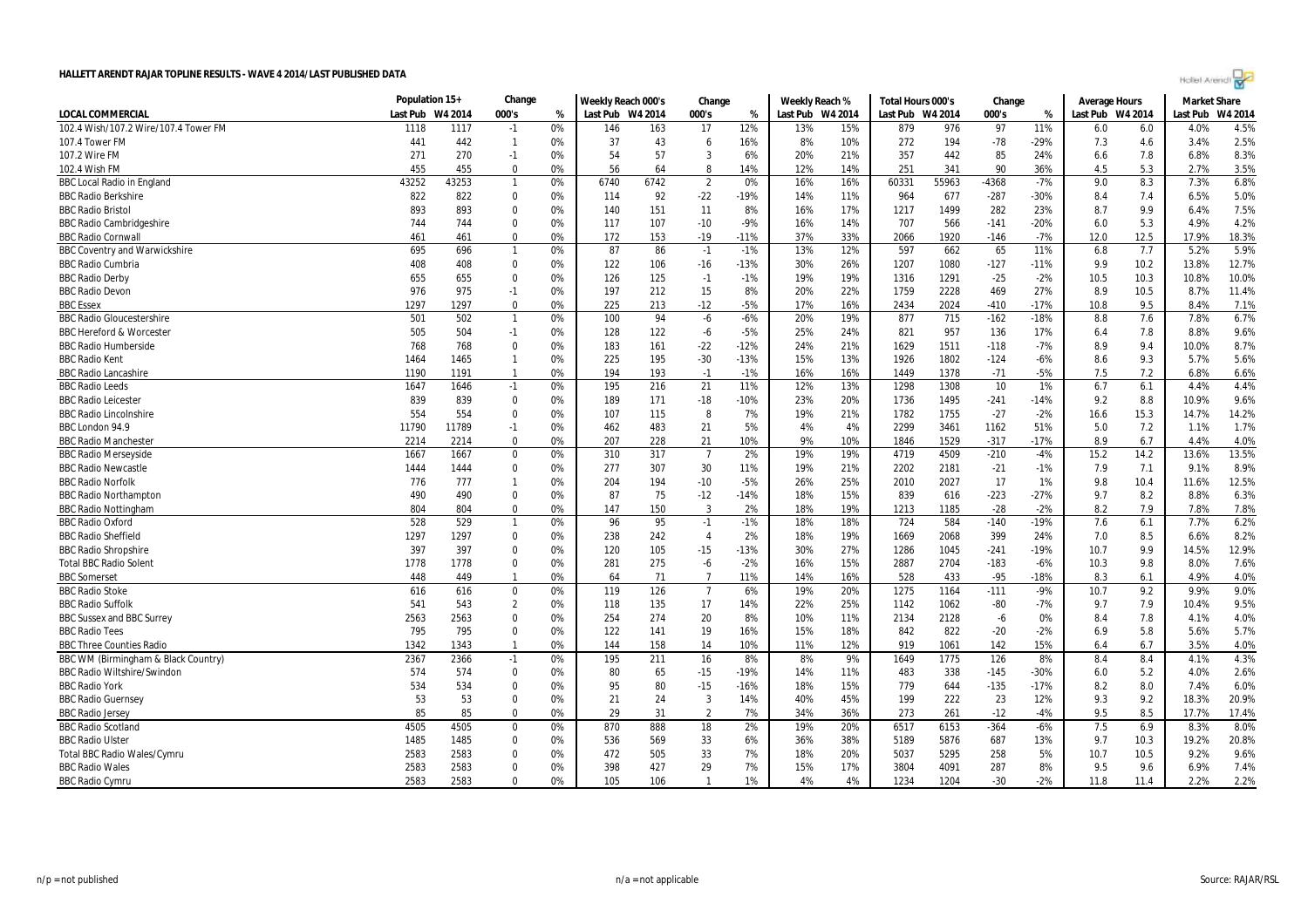# HALLETT ARENDT RAJAR TOPLINE RESULTS - WAVE 4 2014/LAST PUBLISHED DATA

| | Population 15+ | | Change | | Weekly Reach 000's | | Change | | Weekly Reach % | | Total Hours 000's | | Change | | Average Hours | | Market Share | |
|---|---|---|---|---|---|---|---|---|---|---|---|---|---|---|---|---|---|---|
| LOCAL COMMERCIAL | Last Pub | W4 2014 | 000's | % | Last Pub | W4 2014 | 000's | % | Last Pub | W4 2014 | Last Pub | W4 2014 | 000's | % | Last Pub | W4 2014 | Last Pub | W4 2014 |
| 102.4 Wish/107.2 Wire/107.4 Tower FM | 1118 | 1117 | -1 | 0% | 146 | 163 | 17 | 12% | 13% | 15% | 879 | 976 | 97 | 11% | 6.0 | 6.0 | 4.0% | 4.5% |
| 107.4 Tower FM | 441 | 442 | 1 | 0% | 37 | 43 | 6 | 16% | 8% | 10% | 272 | 194 | -78 | -29% | 7.3 | 4.6 | 3.4% | 2.5% |
| 107.2 Wire FM | 271 | 270 | -1 | 0% | 54 | 57 | 3 | 6% | 20% | 21% | 357 | 442 | 85 | 24% | 6.6 | 7.8 | 6.8% | 8.3% |
| 102.4 Wish FM | 455 | 455 | 0 | 0% | 56 | 64 | 8 | 14% | 12% | 14% | 251 | 341 | 90 | 36% | 4.5 | 5.3 | 2.7% | 3.5% |
| BBC Local Radio in England | 43252 | 43253 | 1 | 0% | 6740 | 6742 | 2 | 0% | 16% | 16% | 60331 | 55963 | -4368 | -7% | 9.0 | 8.3 | 7.3% | 6.8% |
| BBC Radio Berkshire | 822 | 822 | 0 | 0% | 114 | 92 | -22 | -19% | 14% | 11% | 964 | 677 | -287 | -30% | 8.4 | 7.4 | 6.5% | 5.0% |
| BBC Radio Bristol | 893 | 893 | 0 | 0% | 140 | 151 | 11 | 8% | 16% | 17% | 1217 | 1499 | 282 | 23% | 8.7 | 9.9 | 6.4% | 7.5% |
| BBC Radio Cambridgeshire | 744 | 744 | 0 | 0% | 117 | 107 | -10 | -9% | 16% | 14% | 707 | 566 | -141 | -20% | 6.0 | 5.3 | 4.9% | 4.2% |
| BBC Radio Cornwall | 461 | 461 | 0 | 0% | 172 | 153 | -19 | -11% | 37% | 33% | 2066 | 1920 | -146 | -7% | 12.0 | 12.5 | 17.9% | 18.3% |
| BBC Coventry and Warwickshire | 695 | 696 | 1 | 0% | 87 | 86 | -1 | -1% | 13% | 12% | 597 | 662 | 65 | 11% | 6.8 | 7.7 | 5.2% | 5.9% |
| BBC Radio Cumbria | 408 | 408 | 0 | 0% | 122 | 106 | -16 | -13% | 30% | 26% | 1207 | 1080 | -127 | -11% | 9.9 | 10.2 | 13.8% | 12.7% |
| BBC Radio Derby | 655 | 655 | 0 | 0% | 126 | 125 | -1 | -1% | 19% | 19% | 1316 | 1291 | -25 | -2% | 10.5 | 10.3 | 10.8% | 10.0% |
| BBC Radio Devon | 976 | 975 | -1 | 0% | 197 | 212 | 15 | 8% | 20% | 22% | 1759 | 2228 | 469 | 27% | 8.9 | 10.5 | 8.7% | 11.4% |
| BBC Essex | 1297 | 1297 | 0 | 0% | 225 | 213 | -12 | -5% | 17% | 16% | 2434 | 2024 | -410 | -17% | 10.8 | 9.5 | 8.4% | 7.1% |
| BBC Radio Gloucestershire | 501 | 502 | 1 | 0% | 100 | 94 | -6 | -6% | 20% | 19% | 877 | 715 | -162 | -18% | 8.8 | 7.6 | 7.8% | 6.7% |
| BBC Hereford & Worcester | 505 | 504 | -1 | 0% | 128 | 122 | -6 | -5% | 25% | 24% | 821 | 957 | 136 | 17% | 6.4 | 7.8 | 8.8% | 9.6% |
| BBC Radio Humberside | 768 | 768 | 0 | 0% | 183 | 161 | -22 | -12% | 24% | 21% | 1629 | 1511 | -118 | -7% | 8.9 | 9.4 | 10.0% | 8.7% |
| BBC Radio Kent | 1464 | 1465 | 1 | 0% | 225 | 195 | -30 | -13% | 15% | 13% | 1926 | 1802 | -124 | -6% | 8.6 | 9.3 | 5.7% | 5.6% |
| BBC Radio Lancashire | 1190 | 1191 | 1 | 0% | 194 | 193 | -1 | -1% | 16% | 16% | 1449 | 1378 | -71 | -5% | 7.5 | 7.2 | 6.8% | 6.6% |
| BBC Radio Leeds | 1647 | 1646 | -1 | 0% | 195 | 216 | 21 | 11% | 12% | 13% | 1298 | 1308 | 10 | 1% | 6.7 | 6.1 | 4.4% | 4.4% |
| BBC Radio Leicester | 839 | 839 | 0 | 0% | 189 | 171 | -18 | -10% | 23% | 20% | 1736 | 1495 | -241 | -14% | 9.2 | 8.8 | 10.9% | 9.6% |
| BBC Radio Lincolnshire | 554 | 554 | 0 | 0% | 107 | 115 | 8 | 7% | 19% | 21% | 1782 | 1755 | -27 | -2% | 16.6 | 15.3 | 14.7% | 14.2% |
| BBC London 94.9 | 11790 | 11789 | -1 | 0% | 462 | 483 | 21 | 5% | 4% | 4% | 2299 | 3461 | 1162 | 51% | 5.0 | 7.2 | 1.1% | 1.7% |
| BBC Radio Manchester | 2214 | 2214 | 0 | 0% | 207 | 228 | 21 | 10% | 9% | 10% | 1846 | 1529 | -317 | -17% | 8.9 | 6.7 | 4.4% | 4.0% |
| BBC Radio Merseyside | 1667 | 1667 | 0 | 0% | 310 | 317 | 7 | 2% | 19% | 19% | 4719 | 4509 | -210 | -4% | 15.2 | 14.2 | 13.6% | 13.5% |
| BBC Radio Newcastle | 1444 | 1444 | 0 | 0% | 277 | 307 | 30 | 11% | 19% | 21% | 2202 | 2181 | -21 | -1% | 7.9 | 7.1 | 9.1% | 8.9% |
| BBC Radio Norfolk | 776 | 777 | 1 | 0% | 204 | 194 | -10 | -5% | 26% | 25% | 2010 | 2027 | 17 | 1% | 9.8 | 10.4 | 11.6% | 12.5% |
| BBC Radio Northampton | 490 | 490 | 0 | 0% | 87 | 75 | -12 | -14% | 18% | 15% | 839 | 616 | -223 | -27% | 9.7 | 8.2 | 8.8% | 6.3% |
| BBC Radio Nottingham | 804 | 804 | 0 | 0% | 147 | 150 | 3 | 2% | 18% | 19% | 1213 | 1185 | -28 | -2% | 8.2 | 7.9 | 7.8% | 7.8% |
| BBC Radio Oxford | 528 | 529 | 1 | 0% | 96 | 95 | -1 | -1% | 18% | 18% | 724 | 584 | -140 | -19% | 7.6 | 6.1 | 7.7% | 6.2% |
| BBC Radio Sheffield | 1297 | 1297 | 0 | 0% | 238 | 242 | 4 | 2% | 18% | 19% | 1669 | 2068 | 399 | 24% | 7.0 | 8.5 | 6.6% | 8.2% |
| BBC Radio Shropshire | 397 | 397 | 0 | 0% | 120 | 105 | -15 | -13% | 30% | 27% | 1286 | 1045 | -241 | -19% | 10.7 | 9.9 | 14.5% | 12.9% |
| Total BBC Radio Solent | 1778 | 1778 | 0 | 0% | 281 | 275 | -6 | -2% | 16% | 15% | 2887 | 2704 | -183 | -6% | 10.3 | 9.8 | 8.0% | 7.6% |
| BBC Somerset | 448 | 449 | 1 | 0% | 64 | 71 | 7 | 11% | 14% | 16% | 528 | 433 | -95 | -18% | 8.3 | 6.1 | 4.9% | 4.0% |
| BBC Radio Stoke | 616 | 616 | 0 | 0% | 119 | 126 | 7 | 6% | 19% | 20% | 1275 | 1164 | -111 | -9% | 10.7 | 9.2 | 9.9% | 9.0% |
| BBC Radio Suffolk | 541 | 543 | 2 | 0% | 118 | 135 | 17 | 14% | 22% | 25% | 1142 | 1062 | -80 | -7% | 9.7 | 7.9 | 10.4% | 9.5% |
| BBC Sussex and BBC Surrey | 2563 | 2563 | 0 | 0% | 254 | 274 | 20 | 8% | 10% | 11% | 2134 | 2128 | -6 | 0% | 8.4 | 7.8 | 4.1% | 4.0% |
| BBC Radio Tees | 795 | 795 | 0 | 0% | 122 | 141 | 19 | 16% | 15% | 18% | 842 | 822 | -20 | -2% | 6.9 | 5.8 | 5.6% | 5.7% |
| BBC Three Counties Radio | 1342 | 1343 | 1 | 0% | 144 | 158 | 14 | 10% | 11% | 12% | 919 | 1061 | 142 | 15% | 6.4 | 6.7 | 3.5% | 4.0% |
| BBC WM (Birmingham & Black Country) | 2367 | 2366 | -1 | 0% | 195 | 211 | 16 | 8% | 8% | 9% | 1649 | 1775 | 126 | 8% | 8.4 | 8.4 | 4.1% | 4.3% |
| BBC Radio Wiltshire/Swindon | 574 | 574 | 0 | 0% | 80 | 65 | -15 | -19% | 14% | 11% | 483 | 338 | -145 | -30% | 6.0 | 5.2 | 4.0% | 2.6% |
| BBC Radio York | 534 | 534 | 0 | 0% | 95 | 80 | -15 | -16% | 18% | 15% | 779 | 644 | -135 | -17% | 8.2 | 8.0 | 7.4% | 6.0% |
| BBC Radio Guernsey | 53 | 53 | 0 | 0% | 21 | 24 | 3 | 14% | 40% | 45% | 199 | 222 | 23 | 12% | 9.3 | 9.2 | 18.3% | 20.9% |
| BBC Radio Jersey | 85 | 85 | 0 | 0% | 29 | 31 | 2 | 7% | 34% | 36% | 273 | 261 | -12 | -4% | 9.5 | 8.5 | 17.7% | 17.4% |
| BBC Radio Scotland | 4505 | 4505 | 0 | 0% | 870 | 888 | 18 | 2% | 19% | 20% | 6517 | 6153 | -364 | -6% | 7.5 | 6.9 | 8.3% | 8.0% |
| BBC Radio Ulster | 1485 | 1485 | 0 | 0% | 536 | 569 | 33 | 6% | 36% | 38% | 5189 | 5876 | 687 | 13% | 9.7 | 10.3 | 19.2% | 20.8% |
| Total BBC Radio Wales/Cymru | 2583 | 2583 | 0 | 0% | 472 | 505 | 33 | 7% | 18% | 20% | 5037 | 5295 | 258 | 5% | 10.7 | 10.5 | 9.2% | 9.6% |
| BBC Radio Wales | 2583 | 2583 | 0 | 0% | 398 | 427 | 29 | 7% | 15% | 17% | 3804 | 4091 | 287 | 8% | 9.5 | 9.6 | 6.9% | 7.4% |
| BBC Radio Cymru | 2583 | 2583 | 0 | 0% | 105 | 106 | 1 | 1% | 4% | 4% | 1234 | 1204 | -30 | -2% | 11.8 | 11.4 | 2.2% | 2.2% |

n/p = not published

n/a = not applicable

Source: RAJAR/RSL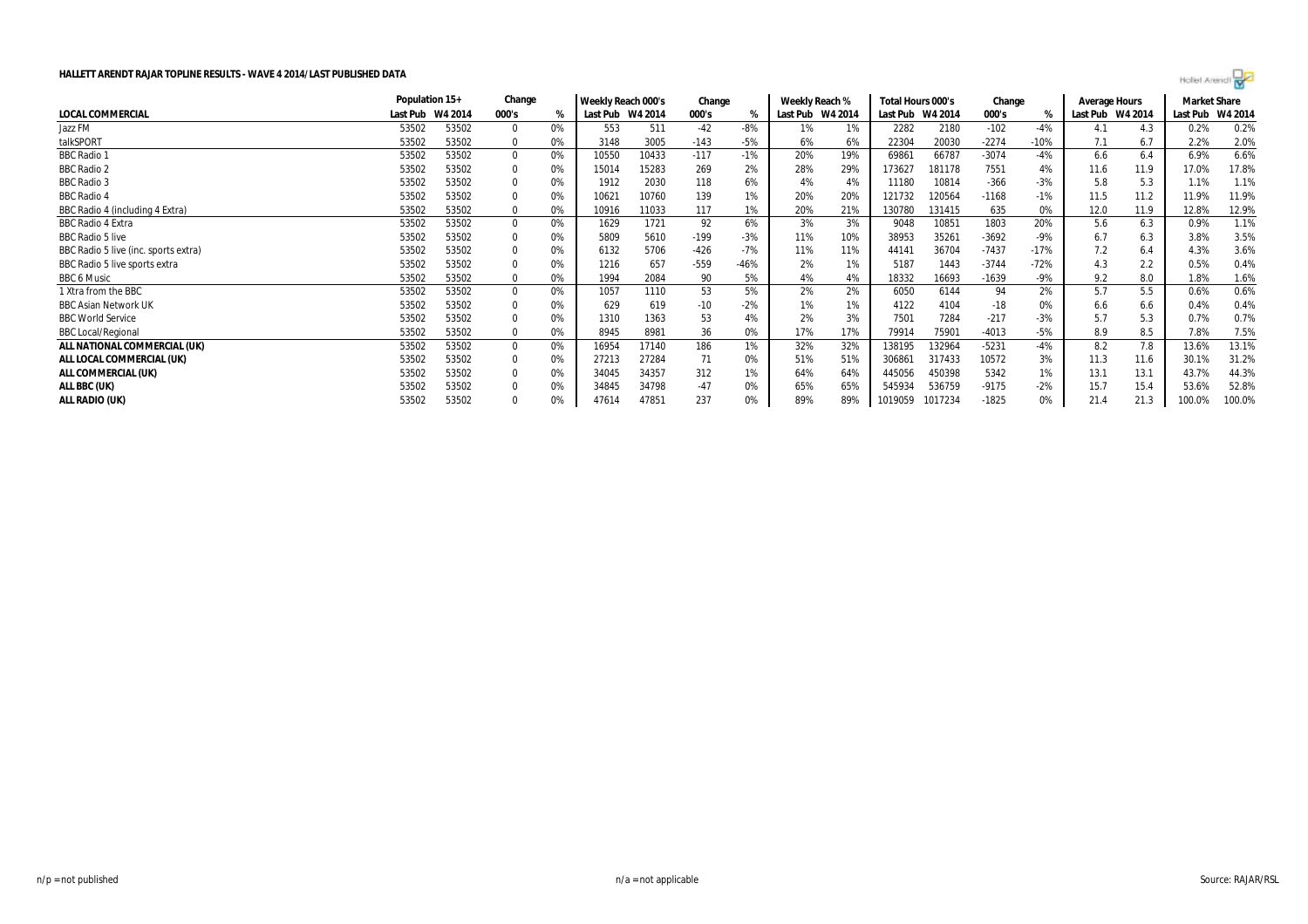**HALLETT ARENDT RAJAR TOPLINE RESULTS - WAVE 4 2014/LAST PUBLISHED DATA**

| | Population 15+ | | Change | | Weekly Reach 000's | | Change | | Weekly Reach % | | Total Hours 000's | | Change | | Average Hours | | Market Share | |
|---|---|---|---|---|---|---|---|---|---|---|---|---|---|---|---|---|---|---|
| **LOCAL COMMERCIAL** | **Last Pub** | **W4 2014** | **000's** | **%** | **Last Pub** | **W4 2014** | **000's** | **%** | **Last Pub** | **W4 2014** | **Last Pub** | **W4 2014** | **000's** | **%** | **Last Pub** | **W4 2014** | **Last Pub** | **W4 2014** |
| Jazz FM | 53502 | 53502 | 0 | 0% | 553 | 511 | -42 | -8% | 1% | 1% | 2282 | 2180 | -102 | -4% | 4.1 | 4.3 | 0.2% | 0.2% |
| talkSPORT | 53502 | 53502 | 0 | 0% | 3148 | 3005 | -143 | -5% | 6% | 6% | 22304 | 20030 | -2274 | -10% | 7.1 | 6.7 | 2.2% | 2.0% |
| BBC Radio 1 | 53502 | 53502 | 0 | 0% | 10550 | 10433 | -117 | -1% | 20% | 19% | 69861 | 66787 | -3074 | -4% | 6.6 | 6.4 | 6.9% | 6.6% |
| BBC Radio 2 | 53502 | 53502 | 0 | 0% | 15014 | 15283 | 269 | 2% | 28% | 29% | 173627 | 181178 | 7551 | 4% | 11.6 | 11.9 | 17.0% | 17.8% |
| BBC Radio 3 | 53502 | 53502 | 0 | 0% | 1912 | 2030 | 118 | 6% | 4% | 4% | 11180 | 10814 | -366 | -3% | 5.8 | 5.3 | 1.1% | 1.1% |
| BBC Radio 4 | 53502 | 53502 | 0 | 0% | 10621 | 10760 | 139 | 1% | 20% | 20% | 121732 | 120564 | -1168 | -1% | 11.5 | 11.2 | 11.9% | 11.9% |
| BBC Radio 4 (including 4 Extra) | 53502 | 53502 | 0 | 0% | 10916 | 11033 | 117 | 1% | 20% | 21% | 130780 | 131415 | 635 | 0% | 12.0 | 11.9 | 12.8% | 12.9% |
| BBC Radio 4 Extra | 53502 | 53502 | 0 | 0% | 1629 | 1721 | 92 | 6% | 3% | 3% | 9048 | 10851 | 1803 | 20% | 5.6 | 6.3 | 0.9% | 1.1% |
| BBC Radio 5 live | 53502 | 53502 | 0 | 0% | 5809 | 5610 | -199 | -3% | 11% | 10% | 38953 | 35261 | -3692 | -9% | 6.7 | 6.3 | 3.8% | 3.5% |
| BBC Radio 5 live (inc. sports extra) | 53502 | 53502 | 0 | 0% | 6132 | 5706 | -426 | -7% | 11% | 11% | 44141 | 36704 | -7437 | -17% | 7.2 | 6.4 | 4.3% | 3.6% |
| BBC Radio 5 live sports extra | 53502 | 53502 | 0 | 0% | 1216 | 657 | -559 | -46% | 2% | 1% | 5187 | 1443 | -3744 | -72% | 4.3 | 2.2 | 0.5% | 0.4% |
| BBC 6 Music | 53502 | 53502 | 0 | 0% | 1994 | 2084 | 90 | 5% | 4% | 4% | 18332 | 16693 | -1639 | -9% | 9.2 | 8.0 | 1.8% | 1.6% |
| 1 Xtra from the BBC | 53502 | 53502 | 0 | 0% | 1057 | 1110 | 53 | 5% | 2% | 2% | 6050 | 6144 | 94 | 2% | 5.7 | 5.5 | 0.6% | 0.6% |
| BBC Asian Network UK | 53502 | 53502 | 0 | 0% | 629 | 619 | -10 | -2% | 1% | 1% | 4122 | 4104 | -18 | 0% | 6.6 | 6.6 | 0.4% | 0.4% |
| BBC World Service | 53502 | 53502 | 0 | 0% | 1310 | 1363 | 53 | 4% | 2% | 3% | 7501 | 7284 | -217 | -3% | 5.7 | 5.3 | 0.7% | 0.7% |
| BBC Local/Regional | 53502 | 53502 | 0 | 0% | 8945 | 8981 | 36 | 0% | 17% | 17% | 79914 | 75901 | -4013 | -5% | 8.9 | 8.5 | 7.8% | 7.5% |
| **ALL NATIONAL COMMERCIAL (UK)** | 53502 | 53502 | 0 | 0% | 16954 | 17140 | 186 | 1% | 32% | 32% | 138195 | 132964 | -5231 | -4% | 8.2 | 7.8 | 13.6% | 13.1% |
| **ALL LOCAL COMMERCIAL (UK)** | 53502 | 53502 | 0 | 0% | 27213 | 27284 | 71 | 0% | 51% | 51% | 306861 | 317433 | 10572 | 3% | 11.3 | 11.6 | 30.1% | 31.2% |
| **ALL COMMERCIAL (UK)** | 53502 | 53502 | 0 | 0% | 34045 | 34357 | 312 | 1% | 64% | 64% | 445056 | 450398 | 5342 | 1% | 13.1 | 13.1 | 43.7% | 44.3% |
| **ALL BBC (UK)** | 53502 | 53502 | 0 | 0% | 34845 | 34798 | -47 | 0% | 65% | 65% | 545934 | 536759 | -9175 | -2% | 15.7 | 15.4 | 53.6% | 52.8% |
| **ALL RADIO (UK)** | 53502 | 53502 | 0 | 0% | 47614 | 47851 | 237 | 0% | 89% | 89% | 1019059 | 1017234 | -1825 | 0% | 21.4 | 21.3 | 100.0% | 100.0% |

n/p = not published

n/a = not applicable

Source: RAJAR/RSL